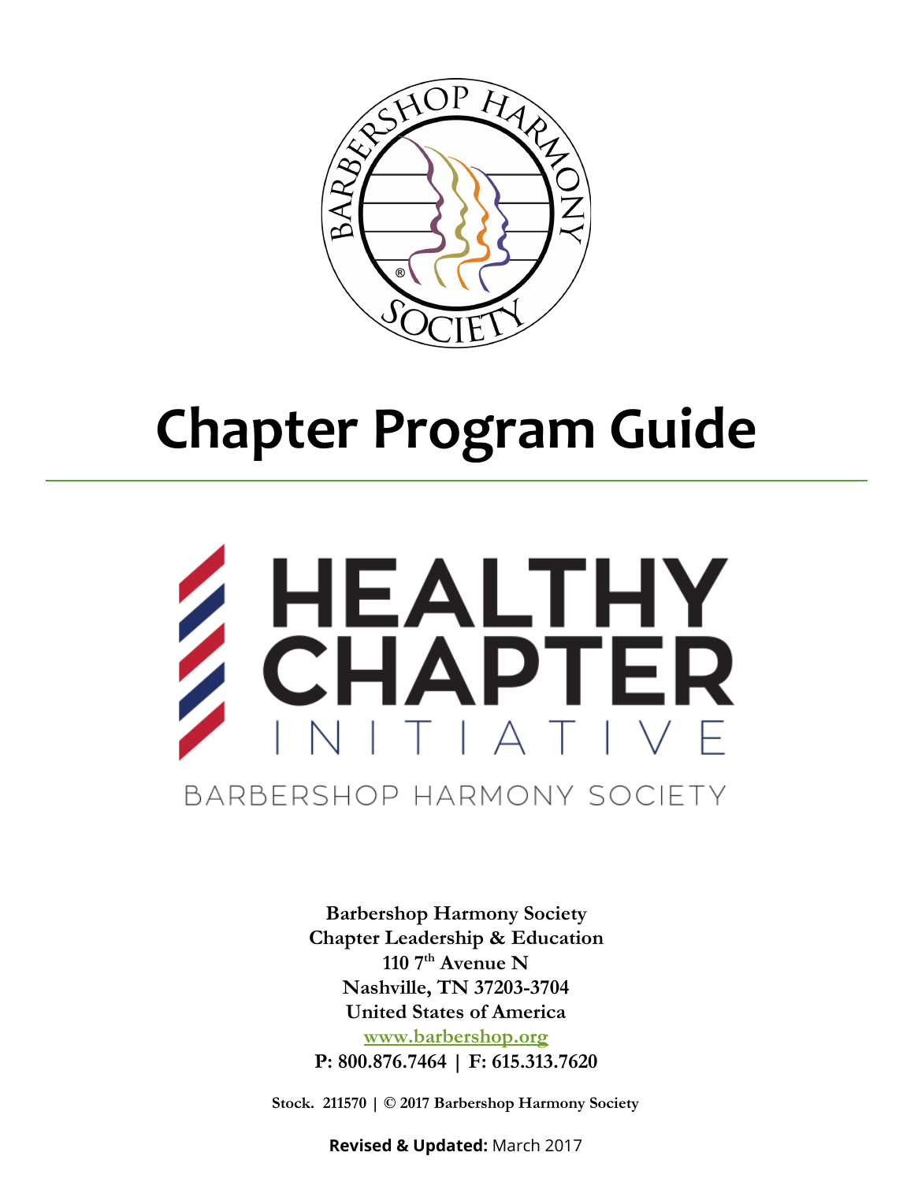# Chapter Program Guide

HEALTHY CHAPTER INITIATIVE

BARBERSHOP HARMONY SOCIETY

**Barbershop Harmony Society**
**Chapter Leadership & Education**
**110 7th Avenue N**
**Nashville, TN 37203-3704**
**United States of America**
**www.barbershop.org**
**P: 800.876.7464 | F: 615.313.7620**

**Stock. 211570 | © 2017 Barbershop Harmony Society**

**Revised & Updated:** March 2017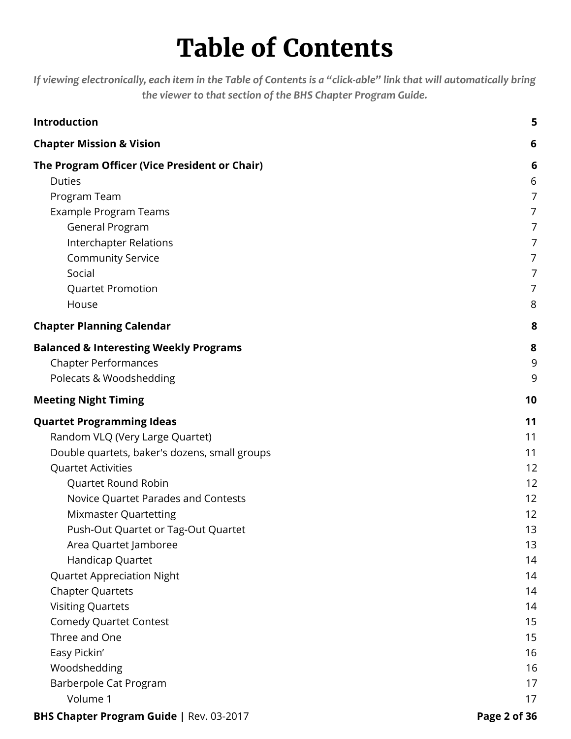# Table of Contents

*If viewing electronically, each item in the Table of Contents is a "click-able" link that will automatically bring the viewer to that section of the BHS Chapter Program Guide.*

**Introduction** **5**

**Chapter Mission & Vision** **6**

**The Program Officer (Vice President or Chair)** **6**

- Duties 6
- Program Team 7
- Example Program Teams 7
  - General Program 7
  - Interchapter Relations 7
  - Community Service 7
  - Social 7
  - Quartet Promotion 7
  - House 8

**Chapter Planning Calendar** **8**

**Balanced & Interesting Weekly Programs** **8**

- Chapter Performances 9
- Polecats & Woodshedding 9

**Meeting Night Timing** **10**

**Quartet Programming Ideas** **11**

- Random VLQ (Very Large Quartet) 11
- Double quartets, baker's dozens, small groups 11
- Quartet Activities 12
  - Quartet Round Robin 12
  - Novice Quartet Parades and Contests 12
  - Mixmaster Quartetting 12
  - Push-Out Quartet or Tag-Out Quartet 13
  - Area Quartet Jamboree 13
  - Handicap Quartet 14
- Quartet Appreciation Night 14
- Chapter Quartets 14
- Visiting Quartets 14
- Comedy Quartet Contest 15
- Three and One 15
- Easy Pickin' 16
- Woodshedding 16
- Barberpole Cat Program 17
  - Volume 1 17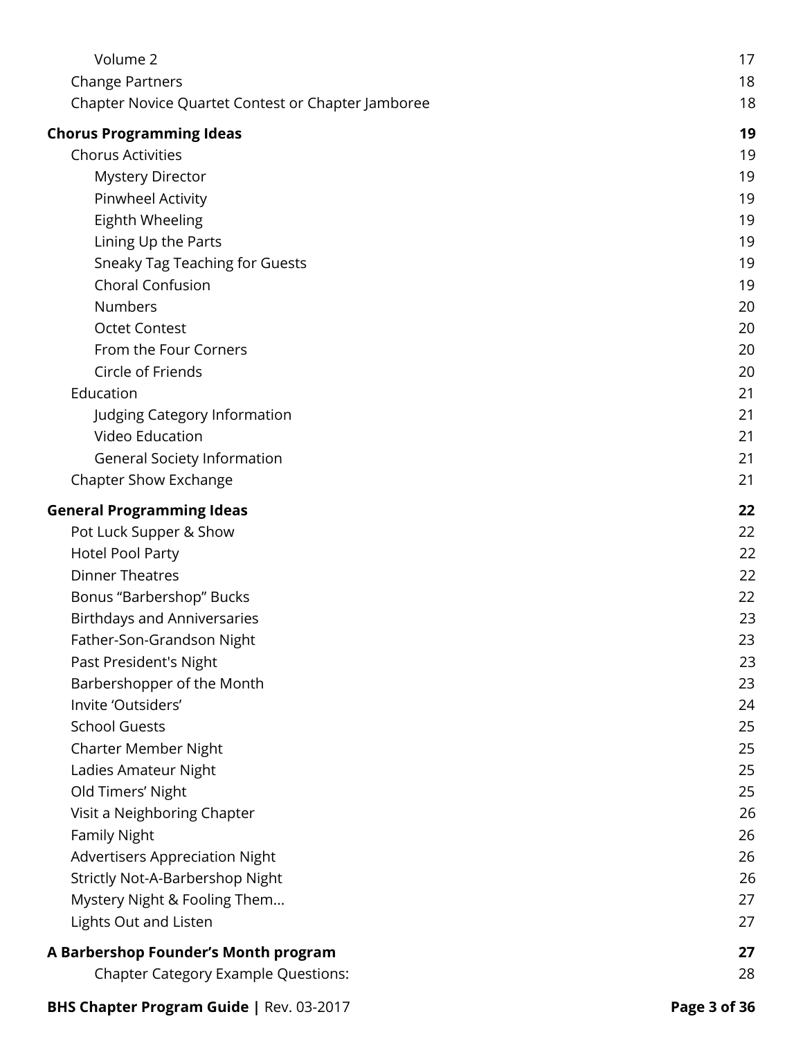Volume 2 17
Change Partners 18
Chapter Novice Quartet Contest or Chapter Jamboree 18

**Chorus Programming Ideas** **19**
Chorus Activities 19
Mystery Director 19
Pinwheel Activity 19
Eighth Wheeling 19
Lining Up the Parts 19
Sneaky Tag Teaching for Guests 19
Choral Confusion 19
Numbers 20
Octet Contest 20
From the Four Corners 20
Circle of Friends 20
Education 21
Judging Category Information 21
Video Education 21
General Society Information 21
Chapter Show Exchange 21

**General Programming Ideas** **22**
Pot Luck Supper & Show 22
Hotel Pool Party 22
Dinner Theatres 22
Bonus "Barbershop" Bucks 22
Birthdays and Anniversaries 23
Father-Son-Grandson Night 23
Past President's Night 23
Barbershopper of the Month 23
Invite 'Outsiders' 24
School Guests 25
Charter Member Night 25
Ladies Amateur Night 25
Old Timers' Night 25
Visit a Neighboring Chapter 26
Family Night 26
Advertisers Appreciation Night 26
Strictly Not-A-Barbershop Night 26
Mystery Night & Fooling Them... 27
Lights Out and Listen 27

**A Barbershop Founder's Month program** **27**
Chapter Category Example Questions: 28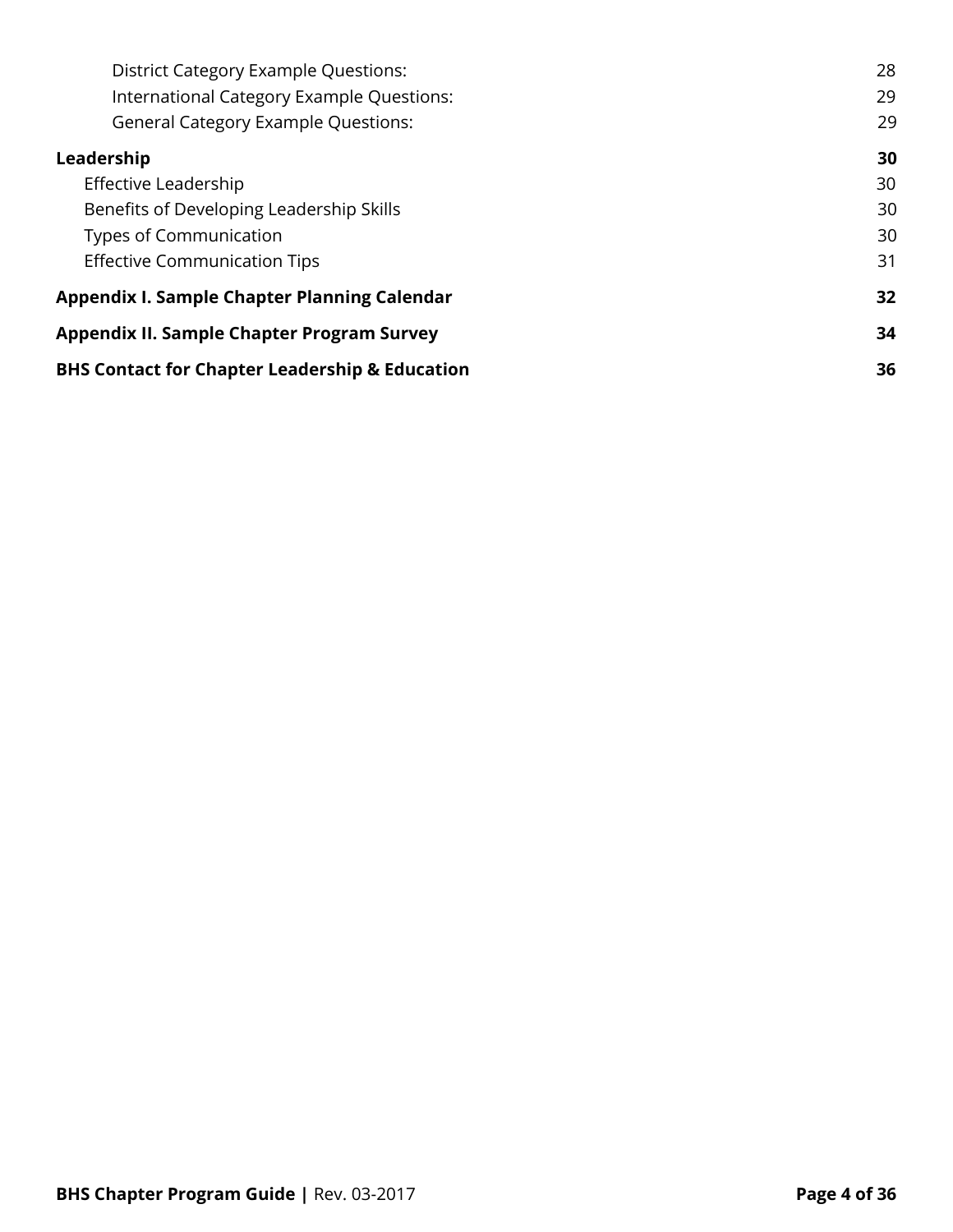District Category Example Questions: 28
International Category Example Questions: 29
General Category Example Questions: 29

**Leadership** **30**
- Effective Leadership 30
- Benefits of Developing Leadership Skills 30
- Types of Communication 30
- Effective Communication Tips 31

**Appendix I. Sample Chapter Planning Calendar** **32**

**Appendix II. Sample Chapter Program Survey** **34**

**BHS Contact for Chapter Leadership & Education** **36**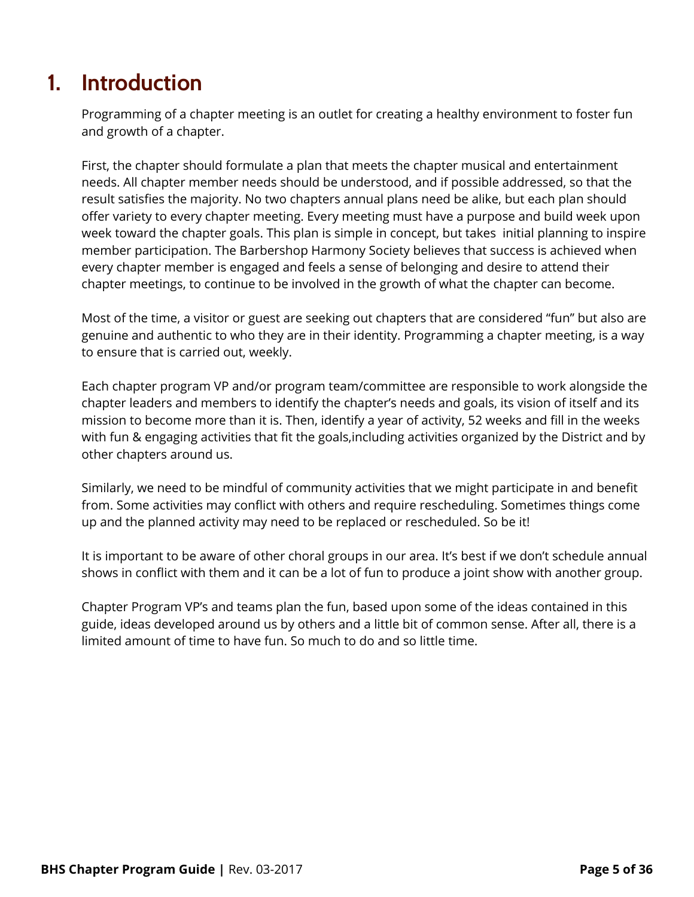# 1. Introduction

Programming of a chapter meeting is an outlet for creating a healthy environment to foster fun and growth of a chapter.

First, the chapter should formulate a plan that meets the chapter musical and entertainment needs. All chapter member needs should be understood, and if possible addressed, so that the result satisfies the majority. No two chapters annual plans need be alike, but each plan should offer variety to every chapter meeting. Every meeting must have a purpose and build week upon week toward the chapter goals. This plan is simple in concept, but takes initial planning to inspire member participation. The Barbershop Harmony Society believes that success is achieved when every chapter member is engaged and feels a sense of belonging and desire to attend their chapter meetings, to continue to be involved in the growth of what the chapter can become.

Most of the time, a visitor or guest are seeking out chapters that are considered "fun" but also are genuine and authentic to who they are in their identity. Programming a chapter meeting, is a way to ensure that is carried out, weekly.

Each chapter program VP and/or program team/committee are responsible to work alongside the chapter leaders and members to identify the chapter's needs and goals, its vision of itself and its mission to become more than it is. Then, identify a year of activity, 52 weeks and fill in the weeks with fun & engaging activities that fit the goals,including activities organized by the District and by other chapters around us.

Similarly, we need to be mindful of community activities that we might participate in and benefit from. Some activities may conflict with others and require rescheduling. Sometimes things come up and the planned activity may need to be replaced or rescheduled. So be it!

It is important to be aware of other choral groups in our area. It's best if we don't schedule annual shows in conflict with them and it can be a lot of fun to produce a joint show with another group.

Chapter Program VP's and teams plan the fun, based upon some of the ideas contained in this guide, ideas developed around us by others and a little bit of common sense. After all, there is a limited amount of time to have fun. So much to do and so little time.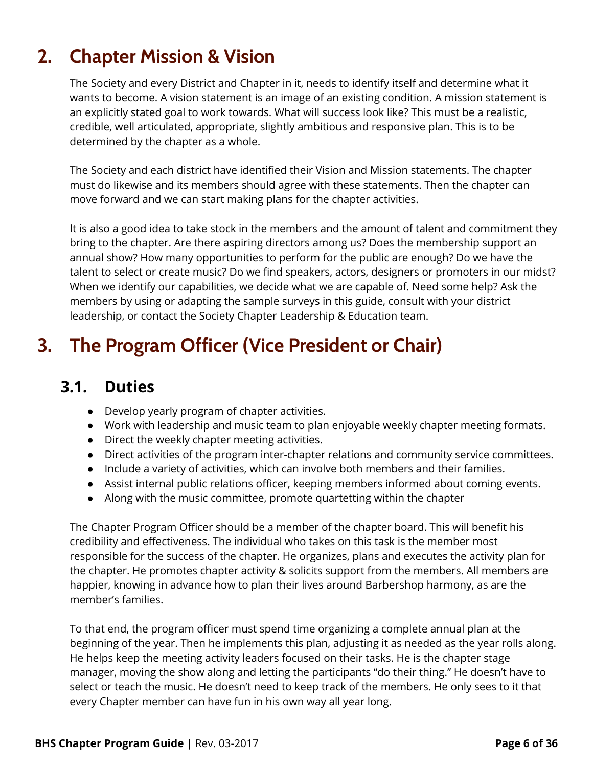# 2. Chapter Mission & Vision

The Society and every District and Chapter in it, needs to identify itself and determine what it wants to become. A vision statement is an image of an existing condition. A mission statement is an explicitly stated goal to work towards. What will success look like? This must be a realistic, credible, well articulated, appropriate, slightly ambitious and responsive plan. This is to be determined by the chapter as a whole.

The Society and each district have identified their Vision and Mission statements. The chapter must do likewise and its members should agree with these statements. Then the chapter can move forward and we can start making plans for the chapter activities.

It is also a good idea to take stock in the members and the amount of talent and commitment they bring to the chapter. Are there aspiring directors among us? Does the membership support an annual show? How many opportunities to perform for the public are enough? Do we have the talent to select or create music? Do we find speakers, actors, designers or promoters in our midst? When we identify our capabilities, we decide what we are capable of. Need some help? Ask the members by using or adapting the sample surveys in this guide, consult with your district leadership, or contact the Society Chapter Leadership & Education team.

# 3. The Program Officer (Vice President or Chair)

## 3.1. Duties

- Develop yearly program of chapter activities.
- Work with leadership and music team to plan enjoyable weekly chapter meeting formats.
- Direct the weekly chapter meeting activities.
- Direct activities of the program inter-chapter relations and community service committees.
- Include a variety of activities, which can involve both members and their families.
- Assist internal public relations officer, keeping members informed about coming events.
- Along with the music committee, promote quartetting within the chapter

The Chapter Program Officer should be a member of the chapter board. This will benefit his credibility and effectiveness. The individual who takes on this task is the member most responsible for the success of the chapter. He organizes, plans and executes the activity plan for the chapter. He promotes chapter activity & solicits support from the members. All members are happier, knowing in advance how to plan their lives around Barbershop harmony, as are the member's families.

To that end, the program officer must spend time organizing a complete annual plan at the beginning of the year. Then he implements this plan, adjusting it as needed as the year rolls along. He helps keep the meeting activity leaders focused on their tasks. He is the chapter stage manager, moving the show along and letting the participants "do their thing." He doesn't have to select or teach the music. He doesn't need to keep track of the members. He only sees to it that every Chapter member can have fun in his own way all year long.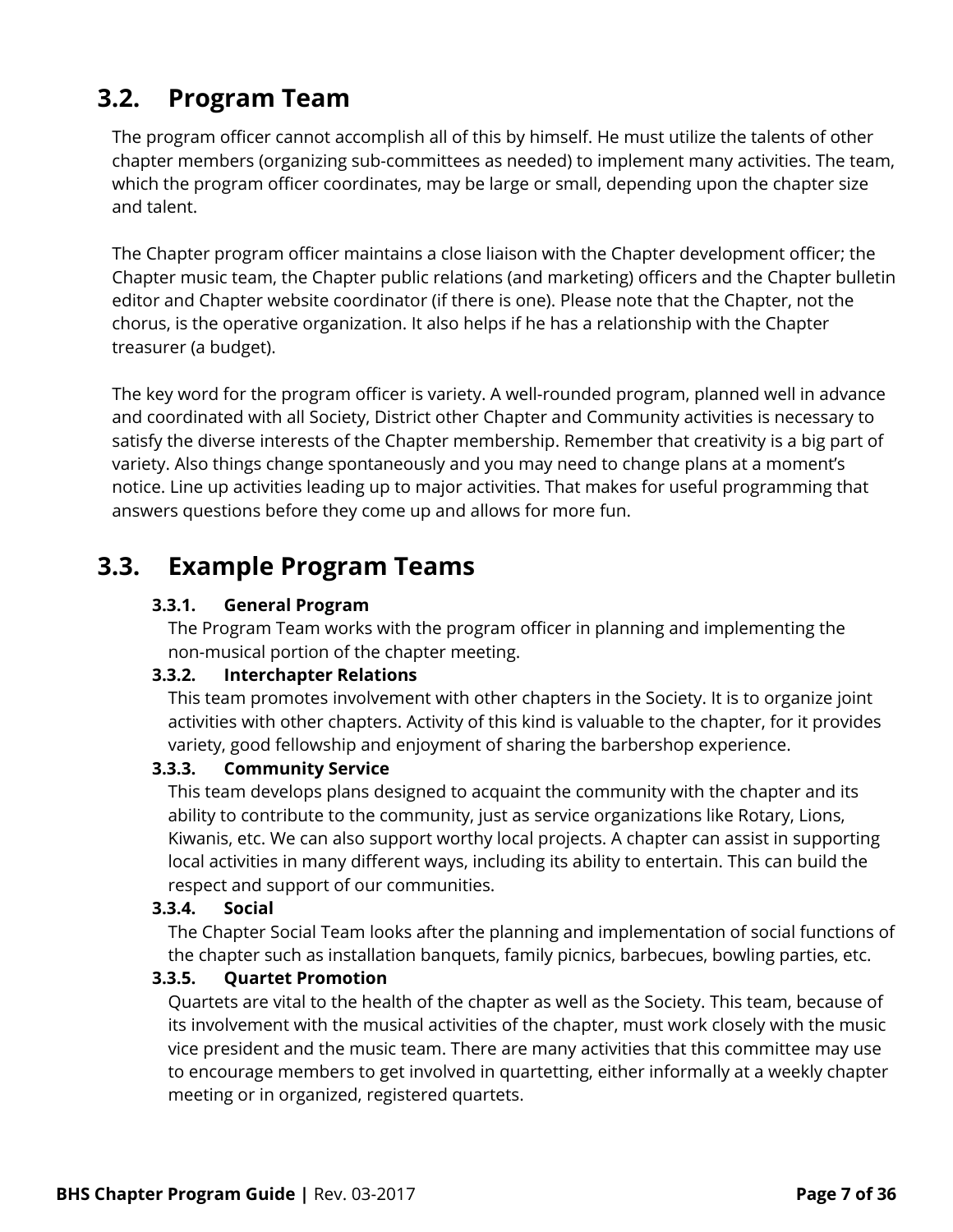## 3.2. Program Team

The program officer cannot accomplish all of this by himself. He must utilize the talents of other chapter members (organizing sub-committees as needed) to implement many activities. The team, which the program officer coordinates, may be large or small, depending upon the chapter size and talent.

The Chapter program officer maintains a close liaison with the Chapter development officer; the Chapter music team, the Chapter public relations (and marketing) officers and the Chapter bulletin editor and Chapter website coordinator (if there is one). Please note that the Chapter, not the chorus, is the operative organization. It also helps if he has a relationship with the Chapter treasurer (a budget).

The key word for the program officer is variety. A well-rounded program, planned well in advance and coordinated with all Society, District other Chapter and Community activities is necessary to satisfy the diverse interests of the Chapter membership. Remember that creativity is a big part of variety. Also things change spontaneously and you may need to change plans at a moment's notice. Line up activities leading up to major activities. That makes for useful programming that answers questions before they come up and allows for more fun.

## 3.3. Example Program Teams

### 3.3.1. General Program

The Program Team works with the program officer in planning and implementing the non-musical portion of the chapter meeting.

### 3.3.2. Interchapter Relations

This team promotes involvement with other chapters in the Society. It is to organize joint activities with other chapters. Activity of this kind is valuable to the chapter, for it provides variety, good fellowship and enjoyment of sharing the barbershop experience.

### 3.3.3. Community Service

This team develops plans designed to acquaint the community with the chapter and its ability to contribute to the community, just as service organizations like Rotary, Lions, Kiwanis, etc. We can also support worthy local projects. A chapter can assist in supporting local activities in many different ways, including its ability to entertain. This can build the respect and support of our communities.

### 3.3.4. Social

The Chapter Social Team looks after the planning and implementation of social functions of the chapter such as installation banquets, family picnics, barbecues, bowling parties, etc.

### 3.3.5. Quartet Promotion

Quartets are vital to the health of the chapter as well as the Society. This team, because of its involvement with the musical activities of the chapter, must work closely with the music vice president and the music team. There are many activities that this committee may use to encourage members to get involved in quartetting, either informally at a weekly chapter meeting or in organized, registered quartets.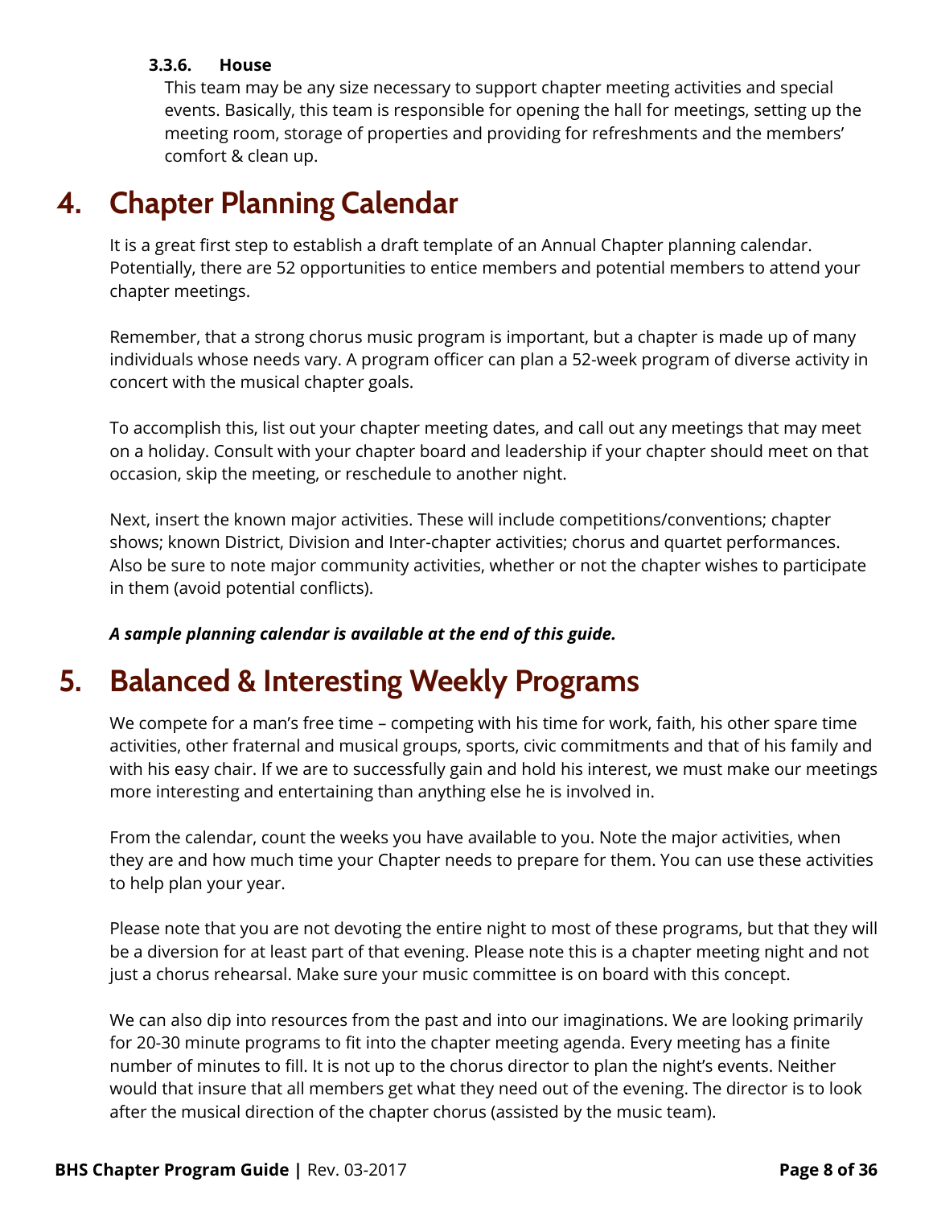#### 3.3.6. House

This team may be any size necessary to support chapter meeting activities and special events. Basically, this team is responsible for opening the hall for meetings, setting up the meeting room, storage of properties and providing for refreshments and the members' comfort & clean up.

# 4. Chapter Planning Calendar

It is a great first step to establish a draft template of an Annual Chapter planning calendar. Potentially, there are 52 opportunities to entice members and potential members to attend your chapter meetings.

Remember, that a strong chorus music program is important, but a chapter is made up of many individuals whose needs vary. A program officer can plan a 52-week program of diverse activity in concert with the musical chapter goals.

To accomplish this, list out your chapter meeting dates, and call out any meetings that may meet on a holiday. Consult with your chapter board and leadership if your chapter should meet on that occasion, skip the meeting, or reschedule to another night.

Next, insert the known major activities. These will include competitions/conventions; chapter shows; known District, Division and Inter-chapter activities; chorus and quartet performances. Also be sure to note major community activities, whether or not the chapter wishes to participate in them (avoid potential conflicts).

***A sample planning calendar is available at the end of this guide.***

# 5. Balanced & Interesting Weekly Programs

We compete for a man's free time – competing with his time for work, faith, his other spare time activities, other fraternal and musical groups, sports, civic commitments and that of his family and with his easy chair. If we are to successfully gain and hold his interest, we must make our meetings more interesting and entertaining than anything else he is involved in.

From the calendar, count the weeks you have available to you. Note the major activities, when they are and how much time your Chapter needs to prepare for them. You can use these activities to help plan your year.

Please note that you are not devoting the entire night to most of these programs, but that they will be a diversion for at least part of that evening. Please note this is a chapter meeting night and not just a chorus rehearsal. Make sure your music committee is on board with this concept.

We can also dip into resources from the past and into our imaginations. We are looking primarily for 20-30 minute programs to fit into the chapter meeting agenda. Every meeting has a finite number of minutes to fill. It is not up to the chorus director to plan the night's events. Neither would that insure that all members get what they need out of the evening. The director is to look after the musical direction of the chapter chorus (assisted by the music team).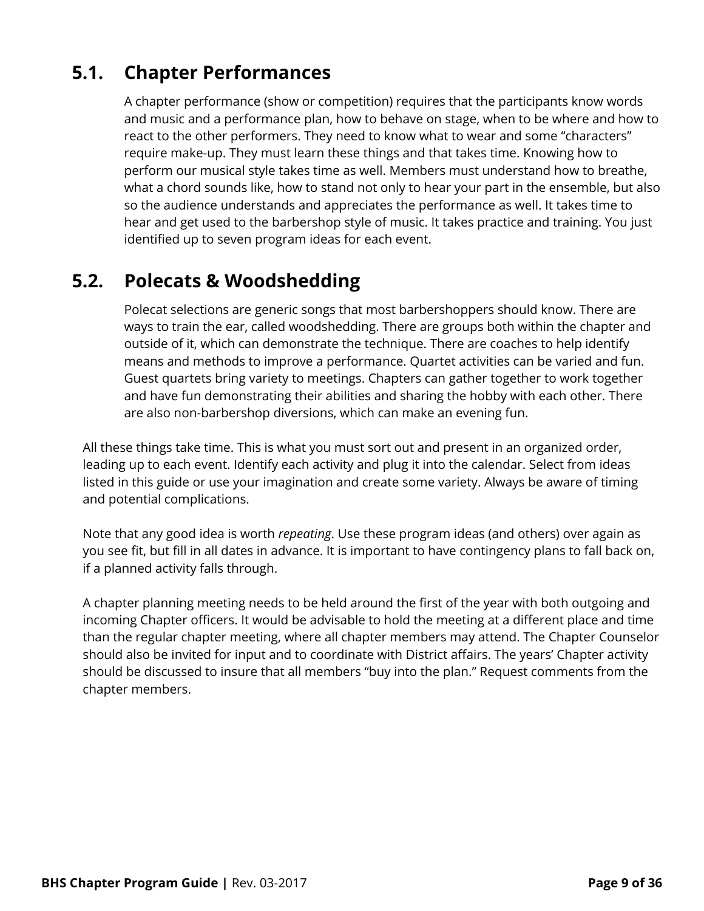## 5.1. Chapter Performances

A chapter performance (show or competition) requires that the participants know words and music and a performance plan, how to behave on stage, when to be where and how to react to the other performers. They need to know what to wear and some "characters" require make-up. They must learn these things and that takes time. Knowing how to perform our musical style takes time as well. Members must understand how to breathe, what a chord sounds like, how to stand not only to hear your part in the ensemble, but also so the audience understands and appreciates the performance as well. It takes time to hear and get used to the barbershop style of music. It takes practice and training. You just identified up to seven program ideas for each event.

## 5.2. Polecats & Woodshedding

Polecat selections are generic songs that most barbershoppers should know. There are ways to train the ear, called woodshedding. There are groups both within the chapter and outside of it, which can demonstrate the technique. There are coaches to help identify means and methods to improve a performance. Quartet activities can be varied and fun. Guest quartets bring variety to meetings. Chapters can gather together to work together and have fun demonstrating their abilities and sharing the hobby with each other. There are also non-barbershop diversions, which can make an evening fun.

All these things take time. This is what you must sort out and present in an organized order, leading up to each event. Identify each activity and plug it into the calendar. Select from ideas listed in this guide or use your imagination and create some variety. Always be aware of timing and potential complications.

Note that any good idea is worth *repeating*. Use these program ideas (and others) over again as you see fit, but fill in all dates in advance. It is important to have contingency plans to fall back on, if a planned activity falls through.

A chapter planning meeting needs to be held around the first of the year with both outgoing and incoming Chapter officers. It would be advisable to hold the meeting at a different place and time than the regular chapter meeting, where all chapter members may attend. The Chapter Counselor should also be invited for input and to coordinate with District affairs. The years' Chapter activity should be discussed to insure that all members "buy into the plan." Request comments from the chapter members.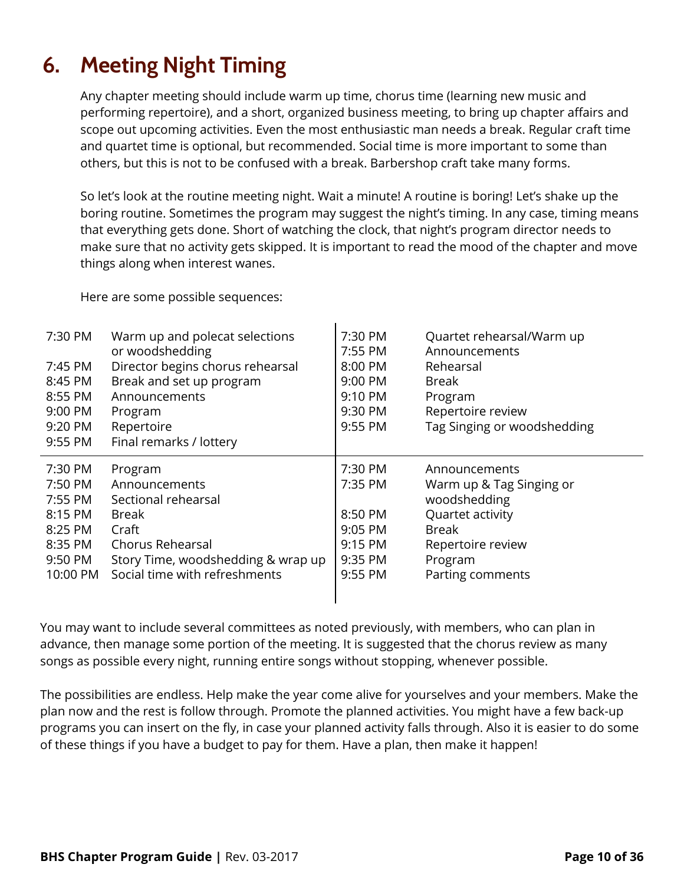# 6. Meeting Night Timing

Any chapter meeting should include warm up time, chorus time (learning new music and performing repertoire), and a short, organized business meeting, to bring up chapter affairs and scope out upcoming activities. Even the most enthusiastic man needs a break. Regular craft time and quartet time is optional, but recommended. Social time is more important to some than others, but this is not to be confused with a break. Barbershop craft take many forms.

So let's look at the routine meeting night. Wait a minute! A routine is boring! Let's shake up the boring routine. Sometimes the program may suggest the night's timing. In any case, timing means that everything gets done. Short of watching the clock, that night's program director needs to make sure that no activity gets skipped. It is important to read the mood of the chapter and move things along when interest wanes.

Here are some possible sequences:

| Time | Activity |
|---|---|
| 7:30 PM | Warm up and polecat selections or woodshedding |
| 7:45 PM | Director begins chorus rehearsal |
| 8:45 PM | Break and set up program |
| 8:55 PM | Announcements |
| 9:00 PM | Program |
| 9:20 PM | Repertoire |
| 9:55 PM | Final remarks / lottery |

| Time | Activity |
|---|---|
| 7:30 PM | Quartet rehearsal/Warm up |
| 7:55 PM | Announcements |
| 8:00 PM | Rehearsal |
| 9:00 PM | Break |
| 9:10 PM | Program |
| 9:30 PM | Repertoire review |
| 9:55 PM | Tag Singing or woodshedding |

| Time | Activity |
|---|---|
| 7:30 PM | Program |
| 7:50 PM | Announcements |
| 7:55 PM | Sectional rehearsal |
| 8:15 PM | Break |
| 8:25 PM | Craft |
| 8:35 PM | Chorus Rehearsal |
| 9:50 PM | Story Time, woodshedding & wrap up |
| 10:00 PM | Social time with refreshments |

| Time | Activity |
|---|---|
| 7:30 PM | Announcements |
| 7:35 PM | Warm up & Tag Singing or woodshedding |
| 8:50 PM | Quartet activity |
| 9:05 PM | Break |
| 9:15 PM | Repertoire review |
| 9:35 PM | Program |
| 9:55 PM | Parting comments |

You may want to include several committees as noted previously, with members, who can plan in advance, then manage some portion of the meeting. It is suggested that the chorus review as many songs as possible every night, running entire songs without stopping, whenever possible.

The possibilities are endless. Help make the year come alive for yourselves and your members. Make the plan now and the rest is follow through. Promote the planned activities. You might have a few back-up programs you can insert on the fly, in case your planned activity falls through. Also it is easier to do some of these things if you have a budget to pay for them. Have a plan, then make it happen!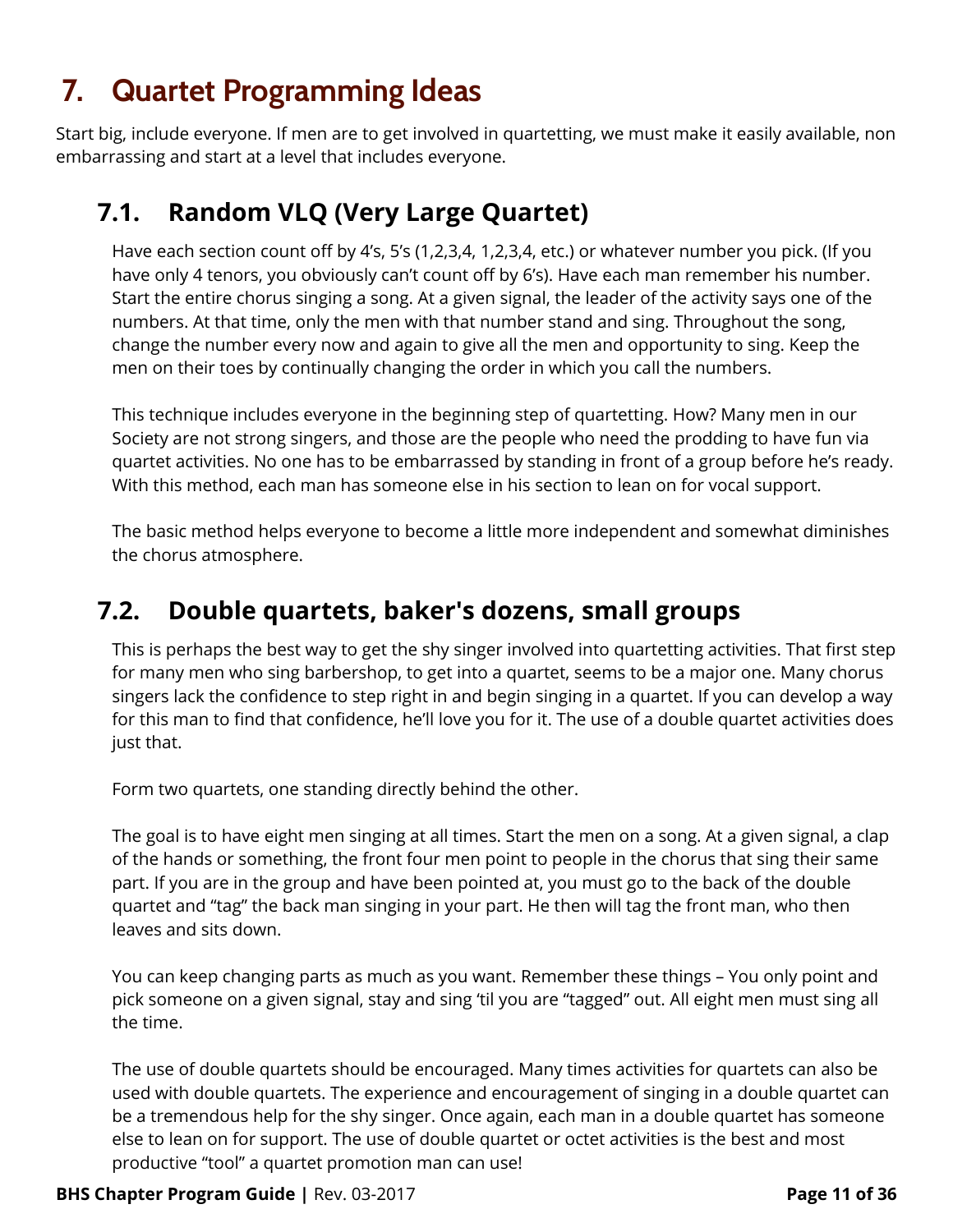# 7. Quartet Programming Ideas

Start big, include everyone. If men are to get involved in quartetting, we must make it easily available, non embarrassing and start at a level that includes everyone.

## 7.1. Random VLQ (Very Large Quartet)

Have each section count off by 4's, 5's (1,2,3,4, 1,2,3,4, etc.) or whatever number you pick. (If you have only 4 tenors, you obviously can't count off by 6's). Have each man remember his number. Start the entire chorus singing a song. At a given signal, the leader of the activity says one of the numbers. At that time, only the men with that number stand and sing. Throughout the song, change the number every now and again to give all the men and opportunity to sing. Keep the men on their toes by continually changing the order in which you call the numbers.

This technique includes everyone in the beginning step of quartetting. How? Many men in our Society are not strong singers, and those are the people who need the prodding to have fun via quartet activities. No one has to be embarrassed by standing in front of a group before he's ready. With this method, each man has someone else in his section to lean on for vocal support.

The basic method helps everyone to become a little more independent and somewhat diminishes the chorus atmosphere.

## 7.2. Double quartets, baker's dozens, small groups

This is perhaps the best way to get the shy singer involved into quartetting activities. That first step for many men who sing barbershop, to get into a quartet, seems to be a major one. Many chorus singers lack the confidence to step right in and begin singing in a quartet. If you can develop a way for this man to find that confidence, he'll love you for it. The use of a double quartet activities does just that.

Form two quartets, one standing directly behind the other.

The goal is to have eight men singing at all times. Start the men on a song. At a given signal, a clap of the hands or something, the front four men point to people in the chorus that sing their same part. If you are in the group and have been pointed at, you must go to the back of the double quartet and "tag" the back man singing in your part. He then will tag the front man, who then leaves and sits down.

You can keep changing parts as much as you want. Remember these things – You only point and pick someone on a given signal, stay and sing 'til you are "tagged" out. All eight men must sing all the time.

The use of double quartets should be encouraged. Many times activities for quartets can also be used with double quartets. The experience and encouragement of singing in a double quartet can be a tremendous help for the shy singer. Once again, each man in a double quartet has someone else to lean on for support. The use of double quartet or octet activities is the best and most productive "tool" a quartet promotion man can use!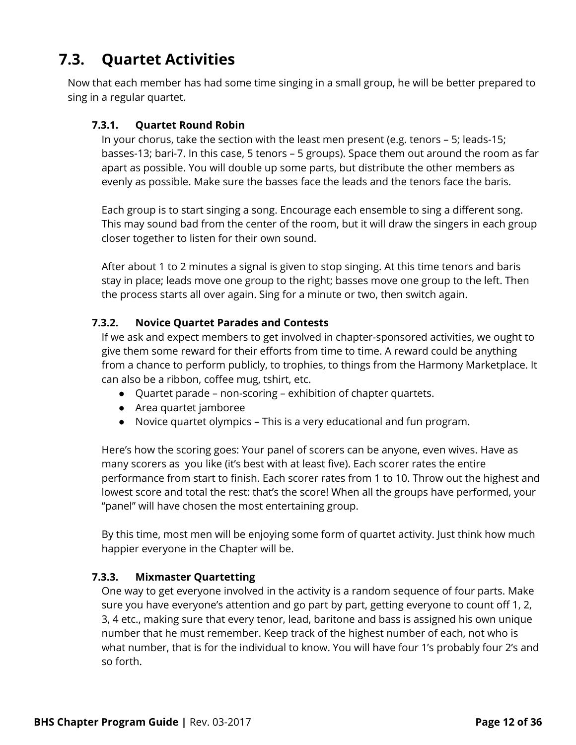## 7.3. Quartet Activities

Now that each member has had some time singing in a small group, he will be better prepared to sing in a regular quartet.

### 7.3.1. Quartet Round Robin

In your chorus, take the section with the least men present (e.g. tenors – 5; leads-15; basses-13; bari-7. In this case, 5 tenors – 5 groups). Space them out around the room as far apart as possible. You will double up some parts, but distribute the other members as evenly as possible. Make sure the basses face the leads and the tenors face the baris.

Each group is to start singing a song. Encourage each ensemble to sing a different song. This may sound bad from the center of the room, but it will draw the singers in each group closer together to listen for their own sound.

After about 1 to 2 minutes a signal is given to stop singing. At this time tenors and baris stay in place; leads move one group to the right; basses move one group to the left. Then the process starts all over again. Sing for a minute or two, then switch again.

### 7.3.2. Novice Quartet Parades and Contests

If we ask and expect members to get involved in chapter-sponsored activities, we ought to give them some reward for their efforts from time to time. A reward could be anything from a chance to perform publicly, to trophies, to things from the Harmony Marketplace. It can also be a ribbon, coffee mug, tshirt, etc.

- Quartet parade – non-scoring – exhibition of chapter quartets.
- Area quartet jamboree
- Novice quartet olympics – This is a very educational and fun program.

Here's how the scoring goes: Your panel of scorers can be anyone, even wives. Have as many scorers as you like (it's best with at least five). Each scorer rates the entire performance from start to finish. Each scorer rates from 1 to 10. Throw out the highest and lowest score and total the rest: that's the score! When all the groups have performed, your "panel" will have chosen the most entertaining group.

By this time, most men will be enjoying some form of quartet activity. Just think how much happier everyone in the Chapter will be.

### 7.3.3. Mixmaster Quartetting

One way to get everyone involved in the activity is a random sequence of four parts. Make sure you have everyone's attention and go part by part, getting everyone to count off 1, 2, 3, 4 etc., making sure that every tenor, lead, baritone and bass is assigned his own unique number that he must remember. Keep track of the highest number of each, not who is what number, that is for the individual to know. You will have four 1's probably four 2's and so forth.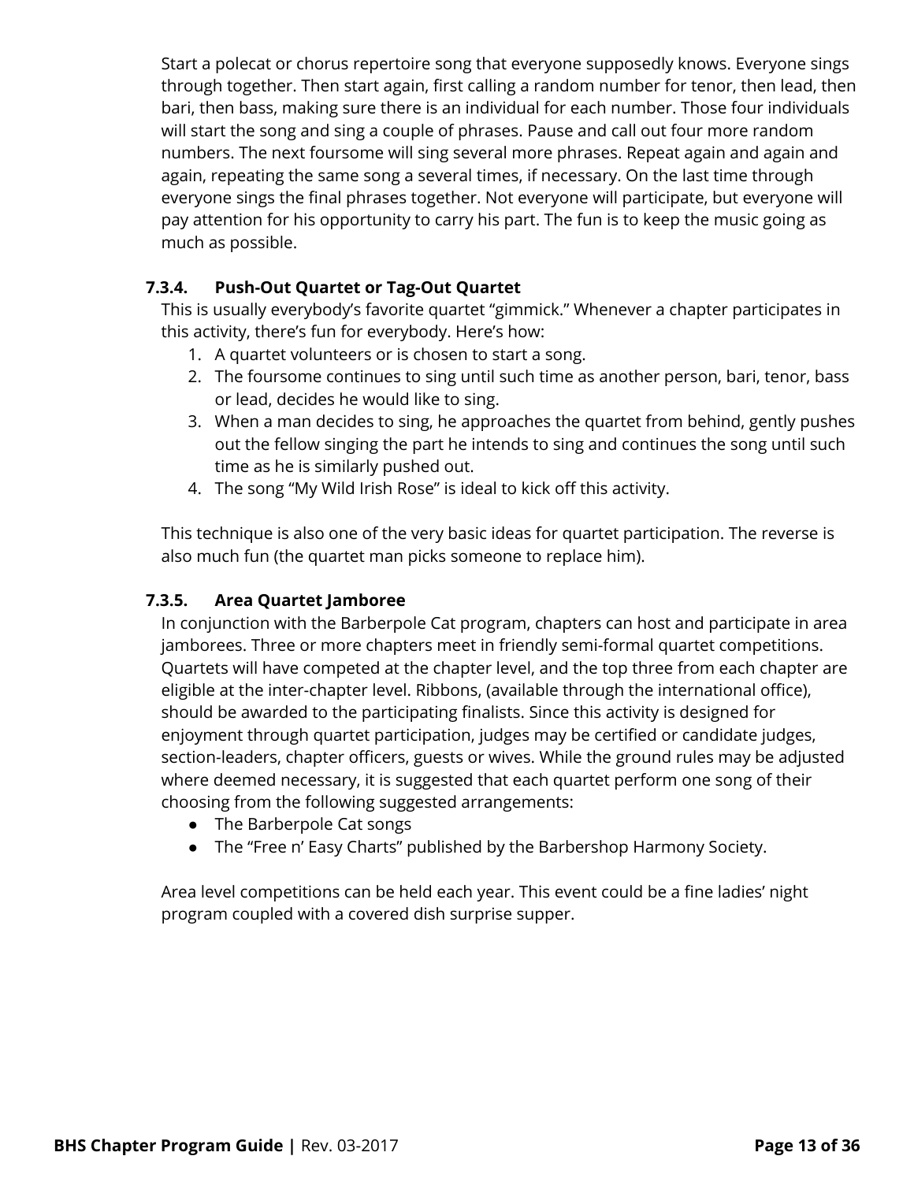Start a polecat or chorus repertoire song that everyone supposedly knows. Everyone sings through together. Then start again, first calling a random number for tenor, then lead, then bari, then bass, making sure there is an individual for each number. Those four individuals will start the song and sing a couple of phrases. Pause and call out four more random numbers. The next foursome will sing several more phrases. Repeat again and again and again, repeating the same song a several times, if necessary. On the last time through everyone sings the final phrases together. Not everyone will participate, but everyone will pay attention for his opportunity to carry his part. The fun is to keep the music going as much as possible.

### 7.3.4. Push-Out Quartet or Tag-Out Quartet

This is usually everybody's favorite quartet "gimmick." Whenever a chapter participates in this activity, there's fun for everybody. Here's how:

1. A quartet volunteers or is chosen to start a song.
2. The foursome continues to sing until such time as another person, bari, tenor, bass or lead, decides he would like to sing.
3. When a man decides to sing, he approaches the quartet from behind, gently pushes out the fellow singing the part he intends to sing and continues the song until such time as he is similarly pushed out.
4. The song "My Wild Irish Rose" is ideal to kick off this activity.

This technique is also one of the very basic ideas for quartet participation. The reverse is also much fun (the quartet man picks someone to replace him).

### 7.3.5. Area Quartet Jamboree

In conjunction with the Barberpole Cat program, chapters can host and participate in area jamborees. Three or more chapters meet in friendly semi-formal quartet competitions. Quartets will have competed at the chapter level, and the top three from each chapter are eligible at the inter-chapter level. Ribbons, (available through the international office), should be awarded to the participating finalists. Since this activity is designed for enjoyment through quartet participation, judges may be certified or candidate judges, section-leaders, chapter officers, guests or wives. While the ground rules may be adjusted where deemed necessary, it is suggested that each quartet perform one song of their choosing from the following suggested arrangements:

- The Barberpole Cat songs
- The "Free n' Easy Charts" published by the Barbershop Harmony Society.

Area level competitions can be held each year. This event could be a fine ladies' night program coupled with a covered dish surprise supper.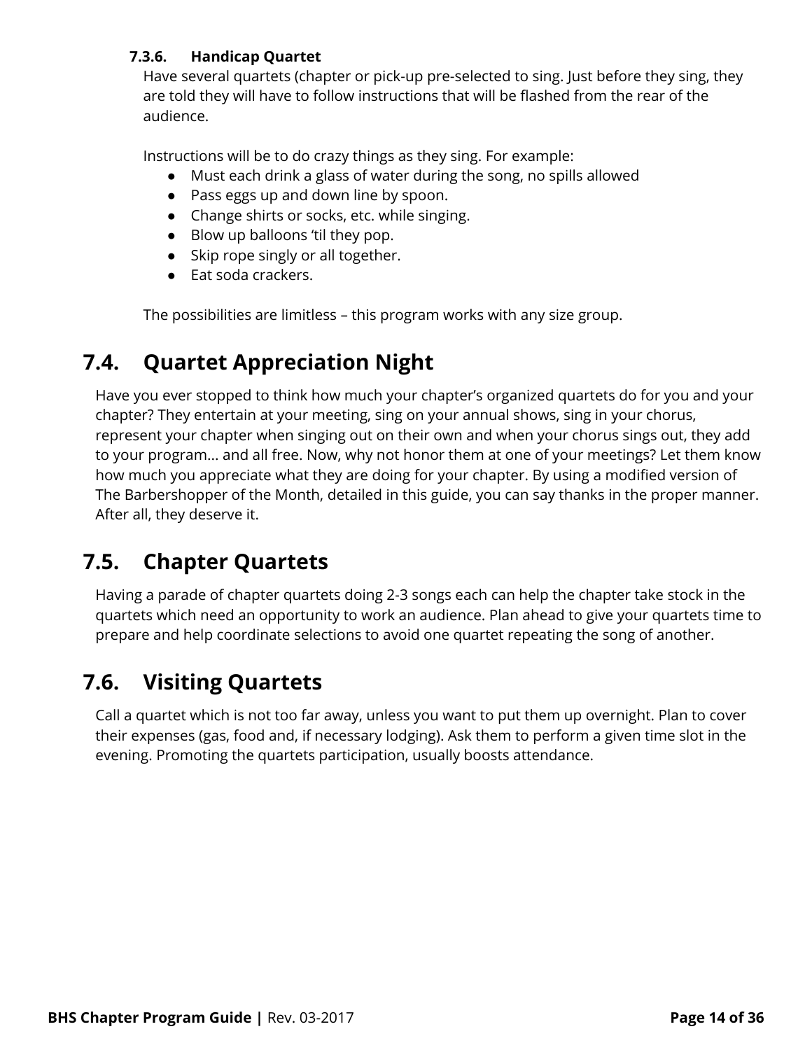#### 7.3.6. Handicap Quartet

Have several quartets (chapter or pick-up pre-selected to sing. Just before they sing, they are told they will have to follow instructions that will be flashed from the rear of the audience.

Instructions will be to do crazy things as they sing. For example:

- Must each drink a glass of water during the song, no spills allowed
- Pass eggs up and down line by spoon.
- Change shirts or socks, etc. while singing.
- Blow up balloons 'til they pop.
- Skip rope singly or all together.
- Eat soda crackers.

The possibilities are limitless – this program works with any size group.

## 7.4. Quartet Appreciation Night

Have you ever stopped to think how much your chapter's organized quartets do for you and your chapter? They entertain at your meeting, sing on your annual shows, sing in your chorus, represent your chapter when singing out on their own and when your chorus sings out, they add to your program... and all free. Now, why not honor them at one of your meetings? Let them know how much you appreciate what they are doing for your chapter. By using a modified version of The Barbershopper of the Month, detailed in this guide, you can say thanks in the proper manner. After all, they deserve it.

## 7.5. Chapter Quartets

Having a parade of chapter quartets doing 2-3 songs each can help the chapter take stock in the quartets which need an opportunity to work an audience. Plan ahead to give your quartets time to prepare and help coordinate selections to avoid one quartet repeating the song of another.

## 7.6. Visiting Quartets

Call a quartet which is not too far away, unless you want to put them up overnight. Plan to cover their expenses (gas, food and, if necessary lodging). Ask them to perform a given time slot in the evening. Promoting the quartets participation, usually boosts attendance.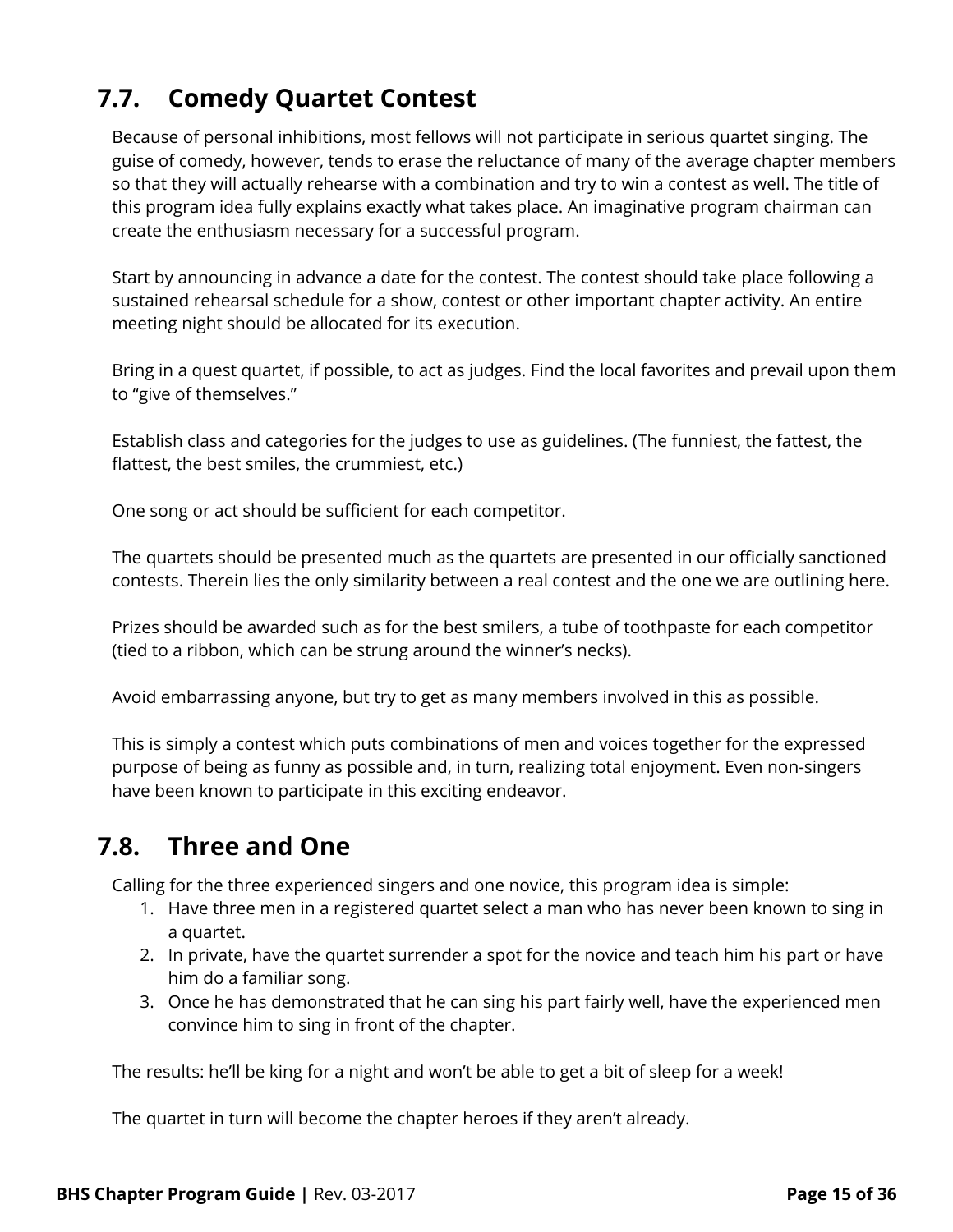## 7.7. Comedy Quartet Contest

Because of personal inhibitions, most fellows will not participate in serious quartet singing. The guise of comedy, however, tends to erase the reluctance of many of the average chapter members so that they will actually rehearse with a combination and try to win a contest as well. The title of this program idea fully explains exactly what takes place. An imaginative program chairman can create the enthusiasm necessary for a successful program.

Start by announcing in advance a date for the contest. The contest should take place following a sustained rehearsal schedule for a show, contest or other important chapter activity. An entire meeting night should be allocated for its execution.

Bring in a quest quartet, if possible, to act as judges. Find the local favorites and prevail upon them to "give of themselves."

Establish class and categories for the judges to use as guidelines. (The funniest, the fattest, the flattest, the best smiles, the crummiest, etc.)

One song or act should be sufficient for each competitor.

The quartets should be presented much as the quartets are presented in our officially sanctioned contests. Therein lies the only similarity between a real contest and the one we are outlining here.

Prizes should be awarded such as for the best smilers, a tube of toothpaste for each competitor (tied to a ribbon, which can be strung around the winner's necks).

Avoid embarrassing anyone, but try to get as many members involved in this as possible.

This is simply a contest which puts combinations of men and voices together for the expressed purpose of being as funny as possible and, in turn, realizing total enjoyment. Even non-singers have been known to participate in this exciting endeavor.

## 7.8. Three and One

Calling for the three experienced singers and one novice, this program idea is simple:

1. Have three men in a registered quartet select a man who has never been known to sing in a quartet.
2. In private, have the quartet surrender a spot for the novice and teach him his part or have him do a familiar song.
3. Once he has demonstrated that he can sing his part fairly well, have the experienced men convince him to sing in front of the chapter.

The results: he'll be king for a night and won't be able to get a bit of sleep for a week!

The quartet in turn will become the chapter heroes if they aren't already.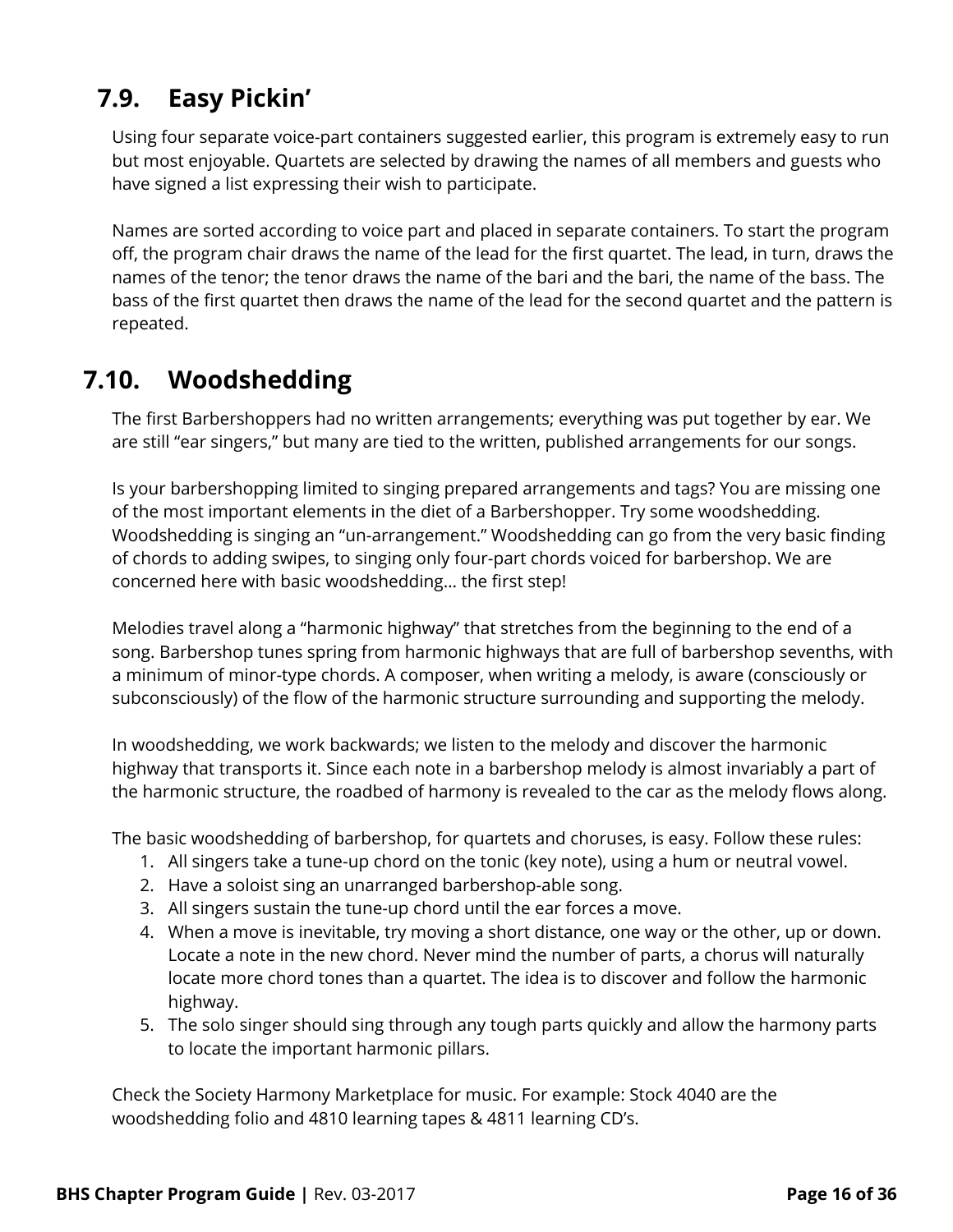## 7.9. Easy Pickin'

Using four separate voice-part containers suggested earlier, this program is extremely easy to run but most enjoyable. Quartets are selected by drawing the names of all members and guests who have signed a list expressing their wish to participate.

Names are sorted according to voice part and placed in separate containers. To start the program off, the program chair draws the name of the lead for the first quartet. The lead, in turn, draws the names of the tenor; the tenor draws the name of the bari and the bari, the name of the bass. The bass of the first quartet then draws the name of the lead for the second quartet and the pattern is repeated.

## 7.10. Woodshedding

The first Barbershoppers had no written arrangements; everything was put together by ear. We are still "ear singers," but many are tied to the written, published arrangements for our songs.

Is your barbershopping limited to singing prepared arrangements and tags? You are missing one of the most important elements in the diet of a Barbershopper. Try some woodshedding. Woodshedding is singing an "un-arrangement." Woodshedding can go from the very basic finding of chords to adding swipes, to singing only four-part chords voiced for barbershop. We are concerned here with basic woodshedding… the first step!

Melodies travel along a "harmonic highway" that stretches from the beginning to the end of a song. Barbershop tunes spring from harmonic highways that are full of barbershop sevenths, with a minimum of minor-type chords. A composer, when writing a melody, is aware (consciously or subconsciously) of the flow of the harmonic structure surrounding and supporting the melody.

In woodshedding, we work backwards; we listen to the melody and discover the harmonic highway that transports it. Since each note in a barbershop melody is almost invariably a part of the harmonic structure, the roadbed of harmony is revealed to the car as the melody flows along.

The basic woodshedding of barbershop, for quartets and choruses, is easy. Follow these rules:

1. All singers take a tune-up chord on the tonic (key note), using a hum or neutral vowel.
2. Have a soloist sing an unarranged barbershop-able song.
3. All singers sustain the tune-up chord until the ear forces a move.
4. When a move is inevitable, try moving a short distance, one way or the other, up or down. Locate a note in the new chord. Never mind the number of parts, a chorus will naturally locate more chord tones than a quartet. The idea is to discover and follow the harmonic highway.
5. The solo singer should sing through any tough parts quickly and allow the harmony parts to locate the important harmonic pillars.

Check the Society Harmony Marketplace for music. For example: Stock 4040 are the woodshedding folio and 4810 learning tapes & 4811 learning CD's.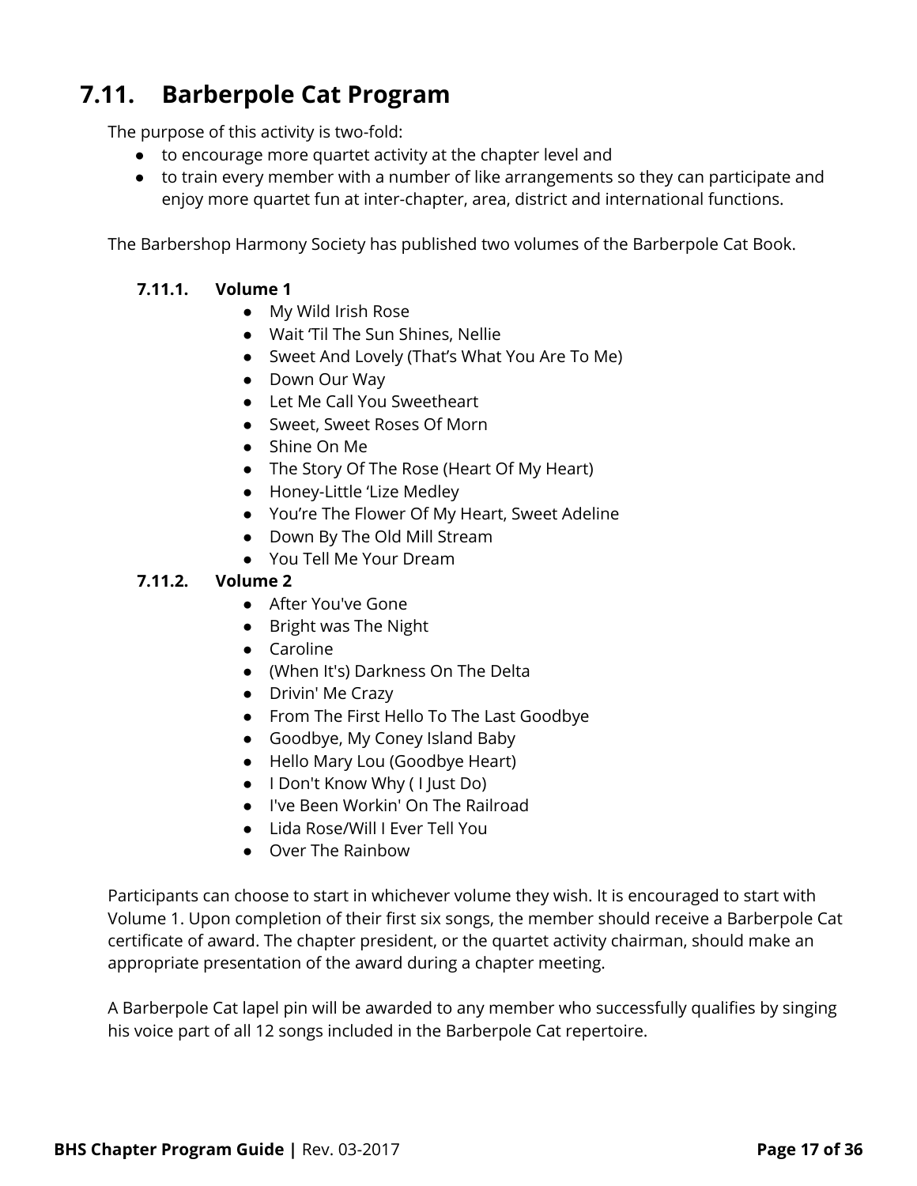## 7.11. Barberpole Cat Program

The purpose of this activity is two-fold:

- to encourage more quartet activity at the chapter level and
- to train every member with a number of like arrangements so they can participate and enjoy more quartet fun at inter-chapter, area, district and international functions.

The Barbershop Harmony Society has published two volumes of the Barberpole Cat Book.

### 7.11.1. Volume 1

- My Wild Irish Rose
- Wait 'Til The Sun Shines, Nellie
- Sweet And Lovely (That's What You Are To Me)
- Down Our Way
- Let Me Call You Sweetheart
- Sweet, Sweet Roses Of Morn
- Shine On Me
- The Story Of The Rose (Heart Of My Heart)
- Honey-Little 'Lize Medley
- You're The Flower Of My Heart, Sweet Adeline
- Down By The Old Mill Stream
- You Tell Me Your Dream

### 7.11.2. Volume 2

- After You've Gone
- Bright was The Night
- Caroline
- (When It's) Darkness On The Delta
- Drivin' Me Crazy
- From The First Hello To The Last Goodbye
- Goodbye, My Coney Island Baby
- Hello Mary Lou (Goodbye Heart)
- I Don't Know Why ( I Just Do)
- I've Been Workin' On The Railroad
- Lida Rose/Will I Ever Tell You
- Over The Rainbow

Participants can choose to start in whichever volume they wish. It is encouraged to start with Volume 1. Upon completion of their first six songs, the member should receive a Barberpole Cat certificate of award. The chapter president, or the quartet activity chairman, should make an appropriate presentation of the award during a chapter meeting.

A Barberpole Cat lapel pin will be awarded to any member who successfully qualifies by singing his voice part of all 12 songs included in the Barberpole Cat repertoire.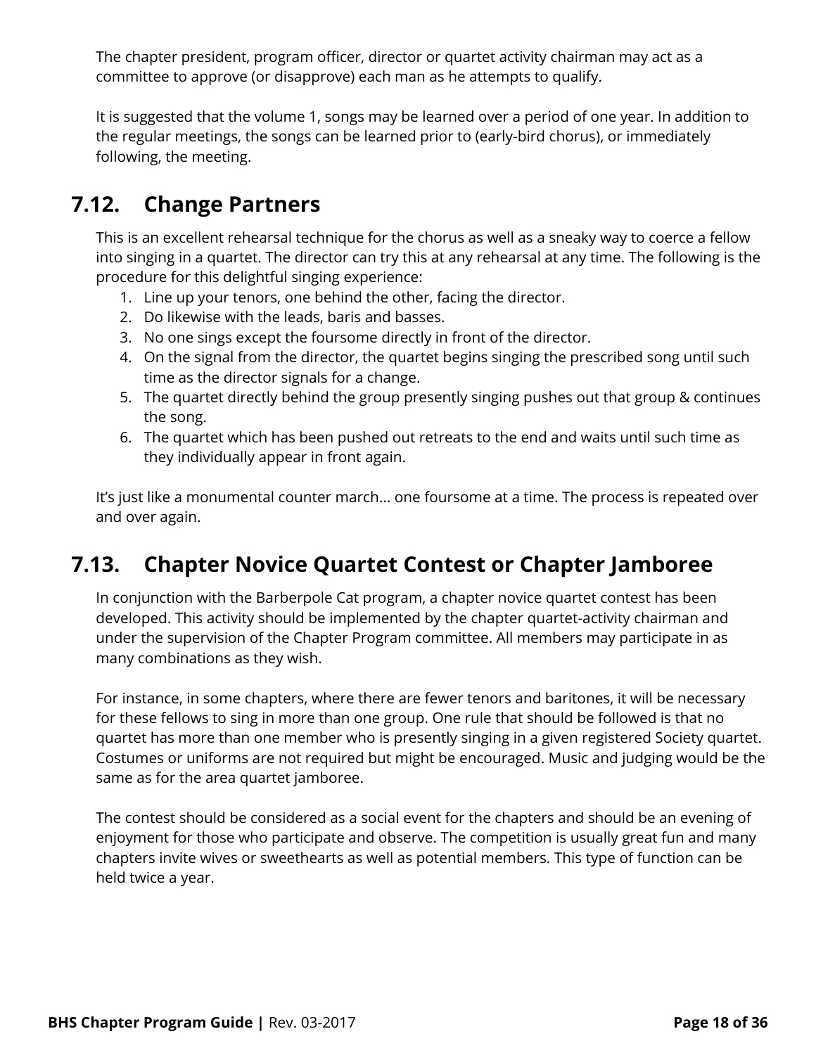The chapter president, program officer, director or quartet activity chairman may act as a committee to approve (or disapprove) each man as he attempts to qualify.

It is suggested that the volume 1, songs may be learned over a period of one year. In addition to the regular meetings, the songs can be learned prior to (early-bird chorus), or immediately following, the meeting.

## 7.12. Change Partners

This is an excellent rehearsal technique for the chorus as well as a sneaky way to coerce a fellow into singing in a quartet. The director can try this at any rehearsal at any time. The following is the procedure for this delightful singing experience:

1. Line up your tenors, one behind the other, facing the director.
2. Do likewise with the leads, baris and basses.
3. No one sings except the foursome directly in front of the director.
4. On the signal from the director, the quartet begins singing the prescribed song until such time as the director signals for a change.
5. The quartet directly behind the group presently singing pushes out that group & continues the song.
6. The quartet which has been pushed out retreats to the end and waits until such time as they individually appear in front again.

It's just like a monumental counter march… one foursome at a time. The process is repeated over and over again.

## 7.13. Chapter Novice Quartet Contest or Chapter Jamboree

In conjunction with the Barberpole Cat program, a chapter novice quartet contest has been developed. This activity should be implemented by the chapter quartet-activity chairman and under the supervision of the Chapter Program committee. All members may participate in as many combinations as they wish.

For instance, in some chapters, where there are fewer tenors and baritones, it will be necessary for these fellows to sing in more than one group. One rule that should be followed is that no quartet has more than one member who is presently singing in a given registered Society quartet. Costumes or uniforms are not required but might be encouraged. Music and judging would be the same as for the area quartet jamboree.

The contest should be considered as a social event for the chapters and should be an evening of enjoyment for those who participate and observe. The competition is usually great fun and many chapters invite wives or sweethearts as well as potential members. This type of function can be held twice a year.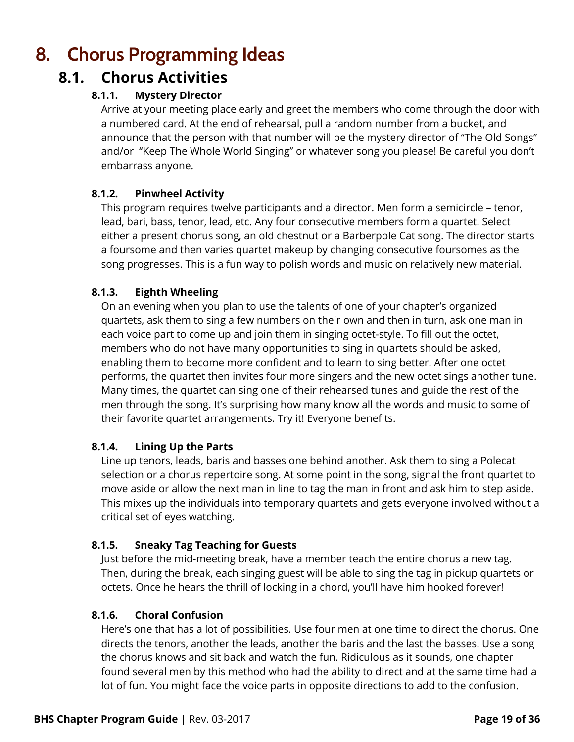# 8. Chorus Programming Ideas

## 8.1. Chorus Activities

### 8.1.1. Mystery Director

Arrive at your meeting place early and greet the members who come through the door with a numbered card. At the end of rehearsal, pull a random number from a bucket, and announce that the person with that number will be the mystery director of "The Old Songs" and/or "Keep The Whole World Singing" or whatever song you please! Be careful you don't embarrass anyone.

### 8.1.2. Pinwheel Activity

This program requires twelve participants and a director. Men form a semicircle – tenor, lead, bari, bass, tenor, lead, etc. Any four consecutive members form a quartet. Select either a present chorus song, an old chestnut or a Barberpole Cat song. The director starts a foursome and then varies quartet makeup by changing consecutive foursomes as the song progresses. This is a fun way to polish words and music on relatively new material.

### 8.1.3. Eighth Wheeling

On an evening when you plan to use the talents of one of your chapter's organized quartets, ask them to sing a few numbers on their own and then in turn, ask one man in each voice part to come up and join them in singing octet-style. To fill out the octet, members who do not have many opportunities to sing in quartets should be asked, enabling them to become more confident and to learn to sing better. After one octet performs, the quartet then invites four more singers and the new octet sings another tune. Many times, the quartet can sing one of their rehearsed tunes and guide the rest of the men through the song. It's surprising how many know all the words and music to some of their favorite quartet arrangements. Try it! Everyone benefits.

### 8.1.4. Lining Up the Parts

Line up tenors, leads, baris and basses one behind another. Ask them to sing a Polecat selection or a chorus repertoire song. At some point in the song, signal the front quartet to move aside or allow the next man in line to tag the man in front and ask him to step aside. This mixes up the individuals into temporary quartets and gets everyone involved without a critical set of eyes watching.

### 8.1.5. Sneaky Tag Teaching for Guests

Just before the mid-meeting break, have a member teach the entire chorus a new tag. Then, during the break, each singing guest will be able to sing the tag in pickup quartets or octets. Once he hears the thrill of locking in a chord, you'll have him hooked forever!

### 8.1.6. Choral Confusion

Here's one that has a lot of possibilities. Use four men at one time to direct the chorus. One directs the tenors, another the leads, another the baris and the last the basses. Use a song the chorus knows and sit back and watch the fun. Ridiculous as it sounds, one chapter found several men by this method who had the ability to direct and at the same time had a lot of fun. You might face the voice parts in opposite directions to add to the confusion.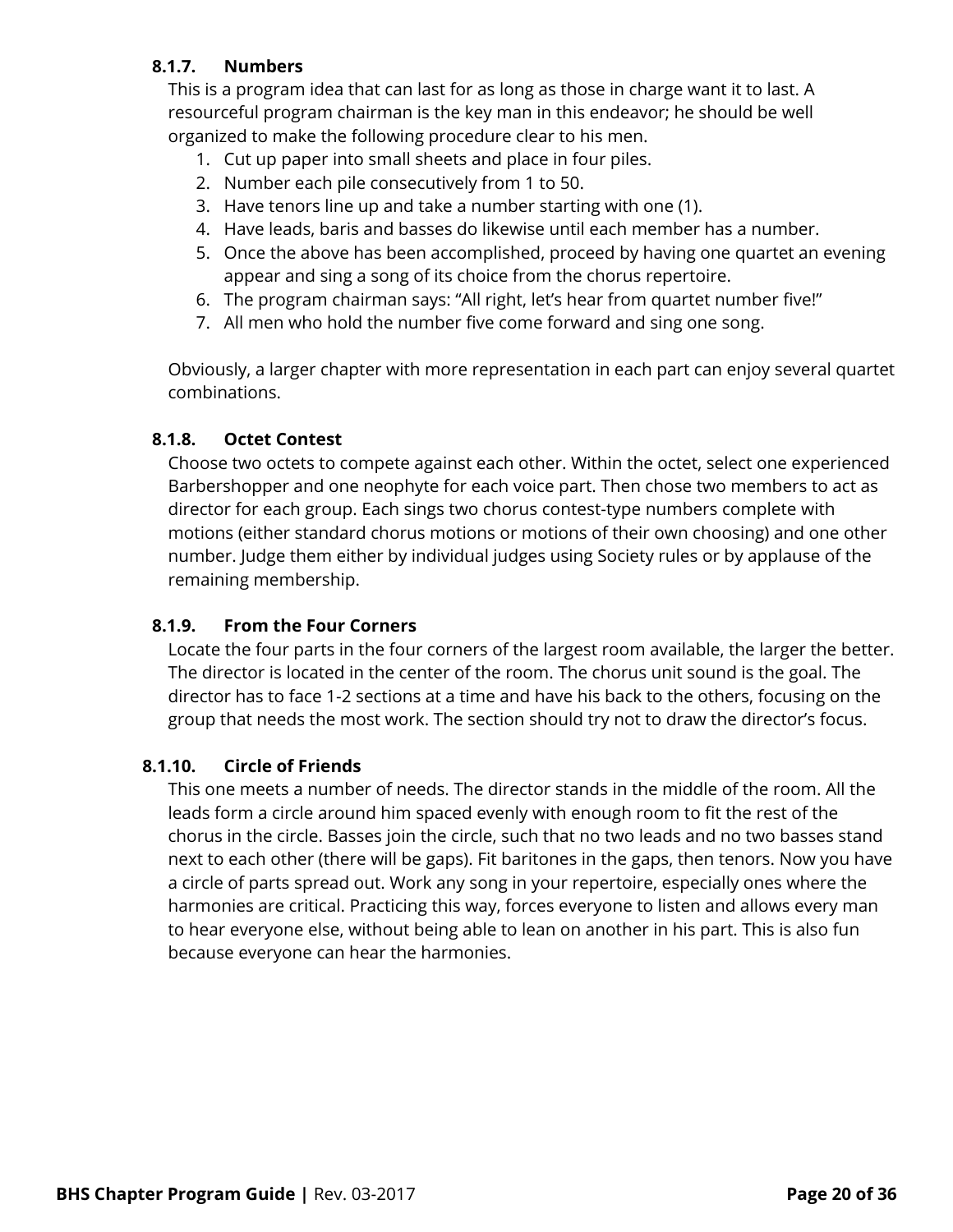### 8.1.7. Numbers

This is a program idea that can last for as long as those in charge want it to last. A resourceful program chairman is the key man in this endeavor; he should be well organized to make the following procedure clear to his men.

1. Cut up paper into small sheets and place in four piles.
2. Number each pile consecutively from 1 to 50.
3. Have tenors line up and take a number starting with one (1).
4. Have leads, baris and basses do likewise until each member has a number.
5. Once the above has been accomplished, proceed by having one quartet an evening appear and sing a song of its choice from the chorus repertoire.
6. The program chairman says: “All right, let’s hear from quartet number five!”
7. All men who hold the number five come forward and sing one song.

Obviously, a larger chapter with more representation in each part can enjoy several quartet combinations.

### 8.1.8. Octet Contest

Choose two octets to compete against each other. Within the octet, select one experienced Barbershopper and one neophyte for each voice part. Then chose two members to act as director for each group. Each sings two chorus contest-type numbers complete with motions (either standard chorus motions or motions of their own choosing) and one other number. Judge them either by individual judges using Society rules or by applause of the remaining membership.

### 8.1.9. From the Four Corners

Locate the four parts in the four corners of the largest room available, the larger the better. The director is located in the center of the room. The chorus unit sound is the goal. The director has to face 1-2 sections at a time and have his back to the others, focusing on the group that needs the most work. The section should try not to draw the director’s focus.

### 8.1.10. Circle of Friends

This one meets a number of needs. The director stands in the middle of the room. All the leads form a circle around him spaced evenly with enough room to fit the rest of the chorus in the circle. Basses join the circle, such that no two leads and no two basses stand next to each other (there will be gaps). Fit baritones in the gaps, then tenors. Now you have a circle of parts spread out. Work any song in your repertoire, especially ones where the harmonies are critical. Practicing this way, forces everyone to listen and allows every man to hear everyone else, without being able to lean on another in his part. This is also fun because everyone can hear the harmonies.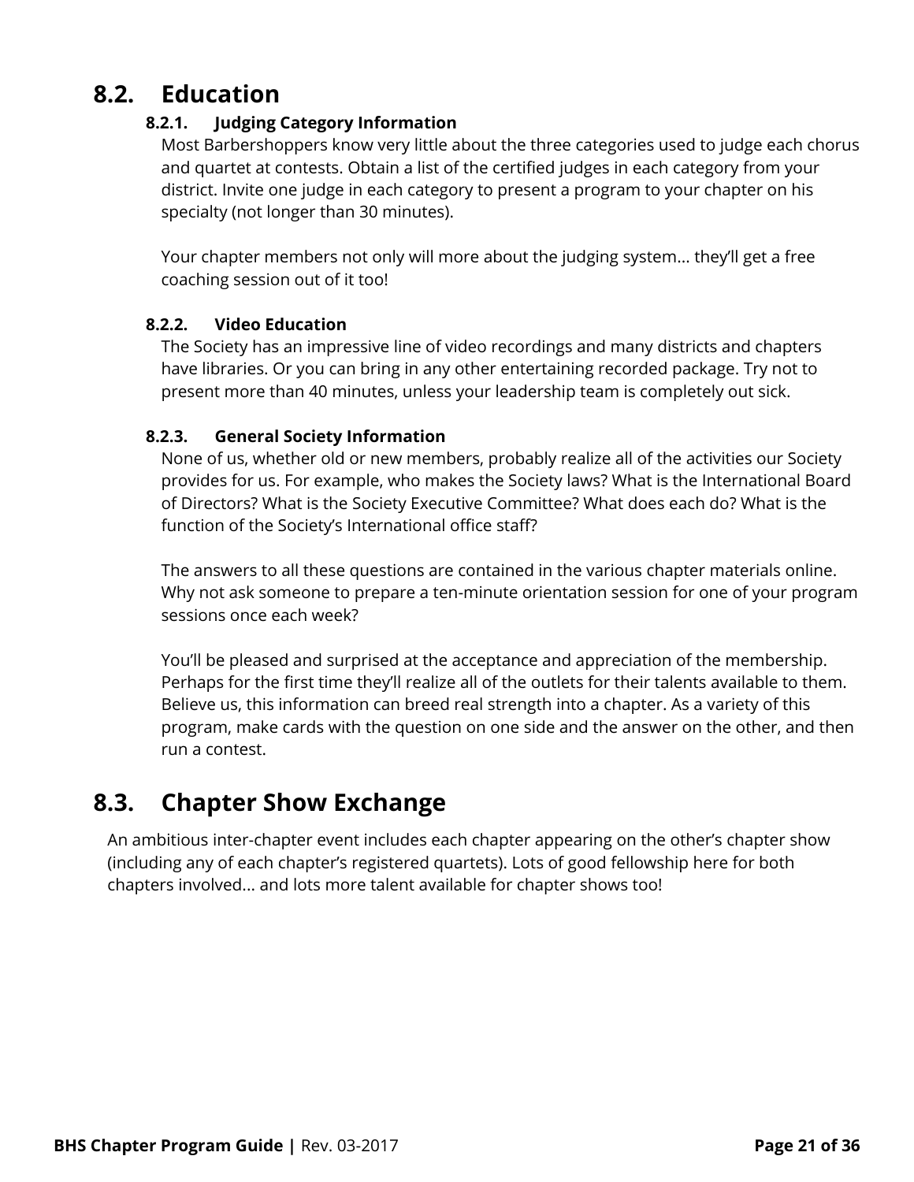## 8.2. Education

### 8.2.1. Judging Category Information

Most Barbershoppers know very little about the three categories used to judge each chorus and quartet at contests. Obtain a list of the certified judges in each category from your district. Invite one judge in each category to present a program to your chapter on his specialty (not longer than 30 minutes).

Your chapter members not only will more about the judging system… they'll get a free coaching session out of it too!

### 8.2.2. Video Education

The Society has an impressive line of video recordings and many districts and chapters have libraries. Or you can bring in any other entertaining recorded package. Try not to present more than 40 minutes, unless your leadership team is completely out sick.

### 8.2.3. General Society Information

None of us, whether old or new members, probably realize all of the activities our Society provides for us. For example, who makes the Society laws? What is the International Board of Directors? What is the Society Executive Committee? What does each do? What is the function of the Society's International office staff?

The answers to all these questions are contained in the various chapter materials online. Why not ask someone to prepare a ten-minute orientation session for one of your program sessions once each week?

You'll be pleased and surprised at the acceptance and appreciation of the membership. Perhaps for the first time they'll realize all of the outlets for their talents available to them. Believe us, this information can breed real strength into a chapter. As a variety of this program, make cards with the question on one side and the answer on the other, and then run a contest.

## 8.3. Chapter Show Exchange

An ambitious inter-chapter event includes each chapter appearing on the other's chapter show (including any of each chapter's registered quartets). Lots of good fellowship here for both chapters involved… and lots more talent available for chapter shows too!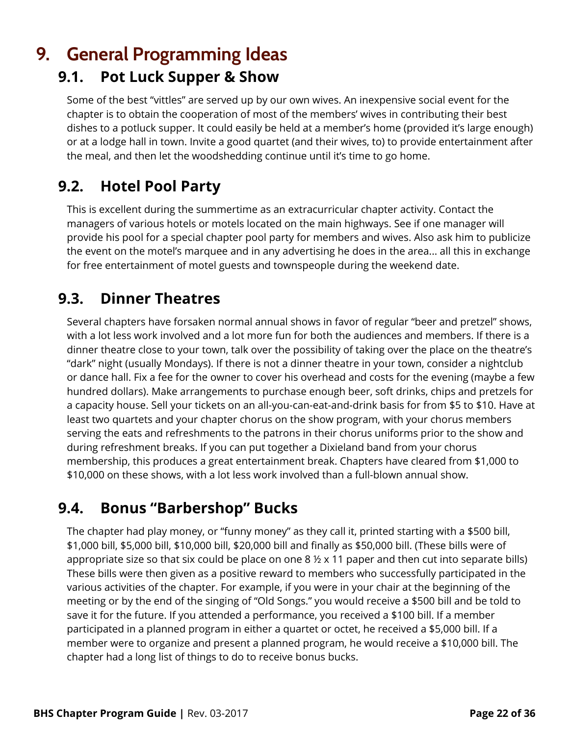# 9. General Programming Ideas

## 9.1. Pot Luck Supper & Show

Some of the best "vittles" are served up by our own wives. An inexpensive social event for the chapter is to obtain the cooperation of most of the members' wives in contributing their best dishes to a potluck supper. It could easily be held at a member's home (provided it's large enough) or at a lodge hall in town. Invite a good quartet (and their wives, to) to provide entertainment after the meal, and then let the woodshedding continue until it's time to go home.

## 9.2. Hotel Pool Party

This is excellent during the summertime as an extracurricular chapter activity. Contact the managers of various hotels or motels located on the main highways. See if one manager will provide his pool for a special chapter pool party for members and wives. Also ask him to publicize the event on the motel's marquee and in any advertising he does in the area... all this in exchange for free entertainment of motel guests and townspeople during the weekend date.

## 9.3. Dinner Theatres

Several chapters have forsaken normal annual shows in favor of regular "beer and pretzel" shows, with a lot less work involved and a lot more fun for both the audiences and members. If there is a dinner theatre close to your town, talk over the possibility of taking over the place on the theatre's "dark" night (usually Mondays). If there is not a dinner theatre in your town, consider a nightclub or dance hall. Fix a fee for the owner to cover his overhead and costs for the evening (maybe a few hundred dollars). Make arrangements to purchase enough beer, soft drinks, chips and pretzels for a capacity house. Sell your tickets on an all-you-can-eat-and-drink basis for from $5 to $10. Have at least two quartets and your chapter chorus on the show program, with your chorus members serving the eats and refreshments to the patrons in their chorus uniforms prior to the show and during refreshment breaks. If you can put together a Dixieland band from your chorus membership, this produces a great entertainment break. Chapters have cleared from $1,000 to $10,000 on these shows, with a lot less work involved than a full-blown annual show.

## 9.4. Bonus "Barbershop" Bucks

The chapter had play money, or "funny money" as they call it, printed starting with a $500 bill, $1,000 bill, $5,000 bill, $10,000 bill, $20,000 bill and finally as $50,000 bill. (These bills were of appropriate size so that six could be place on one 8 ½ x 11 paper and then cut into separate bills) These bills were then given as a positive reward to members who successfully participated in the various activities of the chapter. For example, if you were in your chair at the beginning of the meeting or by the end of the singing of "Old Songs." you would receive a $500 bill and be told to save it for the future. If you attended a performance, you received a $100 bill. If a member participated in a planned program in either a quartet or octet, he received a $5,000 bill. If a member were to organize and present a planned program, he would receive a $10,000 bill. The chapter had a long list of things to do to receive bonus bucks.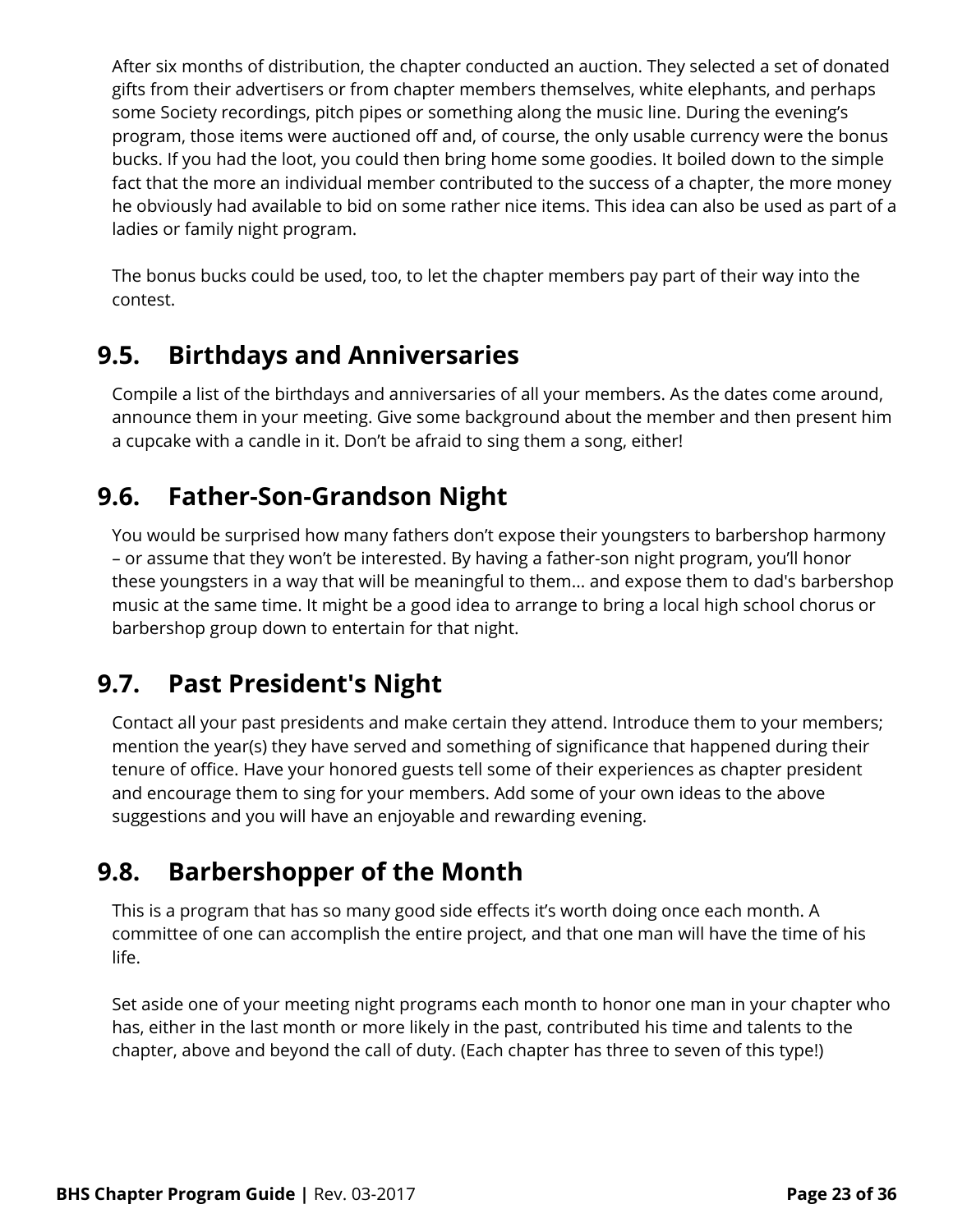After six months of distribution, the chapter conducted an auction. They selected a set of donated gifts from their advertisers or from chapter members themselves, white elephants, and perhaps some Society recordings, pitch pipes or something along the music line. During the evening's program, those items were auctioned off and, of course, the only usable currency were the bonus bucks. If you had the loot, you could then bring home some goodies. It boiled down to the simple fact that the more an individual member contributed to the success of a chapter, the more money he obviously had available to bid on some rather nice items. This idea can also be used as part of a ladies or family night program.

The bonus bucks could be used, too, to let the chapter members pay part of their way into the contest.

## 9.5. Birthdays and Anniversaries

Compile a list of the birthdays and anniversaries of all your members. As the dates come around, announce them in your meeting. Give some background about the member and then present him a cupcake with a candle in it. Don't be afraid to sing them a song, either!

## 9.6. Father-Son-Grandson Night

You would be surprised how many fathers don't expose their youngsters to barbershop harmony – or assume that they won't be interested. By having a father-son night program, you'll honor these youngsters in a way that will be meaningful to them... and expose them to dad's barbershop music at the same time. It might be a good idea to arrange to bring a local high school chorus or barbershop group down to entertain for that night.

## 9.7. Past President's Night

Contact all your past presidents and make certain they attend. Introduce them to your members; mention the year(s) they have served and something of significance that happened during their tenure of office. Have your honored guests tell some of their experiences as chapter president and encourage them to sing for your members. Add some of your own ideas to the above suggestions and you will have an enjoyable and rewarding evening.

## 9.8. Barbershopper of the Month

This is a program that has so many good side effects it's worth doing once each month. A committee of one can accomplish the entire project, and that one man will have the time of his life.

Set aside one of your meeting night programs each month to honor one man in your chapter who has, either in the last month or more likely in the past, contributed his time and talents to the chapter, above and beyond the call of duty. (Each chapter has three to seven of this type!)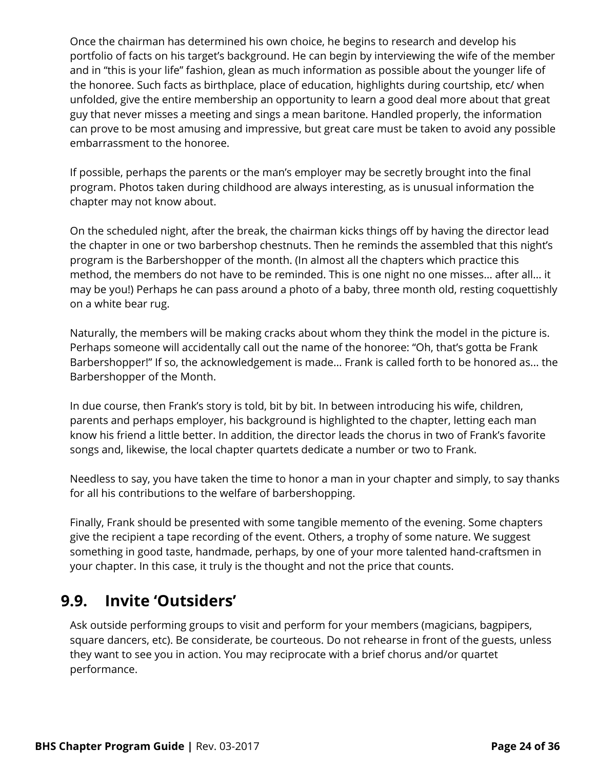Once the chairman has determined his own choice, he begins to research and develop his portfolio of facts on his target's background. He can begin by interviewing the wife of the member and in "this is your life" fashion, glean as much information as possible about the younger life of the honoree. Such facts as birthplace, place of education, highlights during courtship, etc/ when unfolded, give the entire membership an opportunity to learn a good deal more about that great guy that never misses a meeting and sings a mean baritone. Handled properly, the information can prove to be most amusing and impressive, but great care must be taken to avoid any possible embarrassment to the honoree.

If possible, perhaps the parents or the man's employer may be secretly brought into the final program. Photos taken during childhood are always interesting, as is unusual information the chapter may not know about.

On the scheduled night, after the break, the chairman kicks things off by having the director lead the chapter in one or two barbershop chestnuts. Then he reminds the assembled that this night's program is the Barbershopper of the month. (In almost all the chapters which practice this method, the members do not have to be reminded. This is one night no one misses… after all… it may be you!) Perhaps he can pass around a photo of a baby, three month old, resting coquettishly on a white bear rug.

Naturally, the members will be making cracks about whom they think the model in the picture is. Perhaps someone will accidentally call out the name of the honoree: "Oh, that's gotta be Frank Barbershopper!" If so, the acknowledgement is made… Frank is called forth to be honored as… the Barbershopper of the Month.

In due course, then Frank's story is told, bit by bit. In between introducing his wife, children, parents and perhaps employer, his background is highlighted to the chapter, letting each man know his friend a little better. In addition, the director leads the chorus in two of Frank's favorite songs and, likewise, the local chapter quartets dedicate a number or two to Frank.

Needless to say, you have taken the time to honor a man in your chapter and simply, to say thanks for all his contributions to the welfare of barbershopping.

Finally, Frank should be presented with some tangible memento of the evening. Some chapters give the recipient a tape recording of the event. Others, a trophy of some nature. We suggest something in good taste, handmade, perhaps, by one of your more talented hand-craftsmen in your chapter. In this case, it truly is the thought and not the price that counts.

## 9.9. Invite 'Outsiders'

Ask outside performing groups to visit and perform for your members (magicians, bagpipers, square dancers, etc). Be considerate, be courteous. Do not rehearse in front of the guests, unless they want to see you in action. You may reciprocate with a brief chorus and/or quartet performance.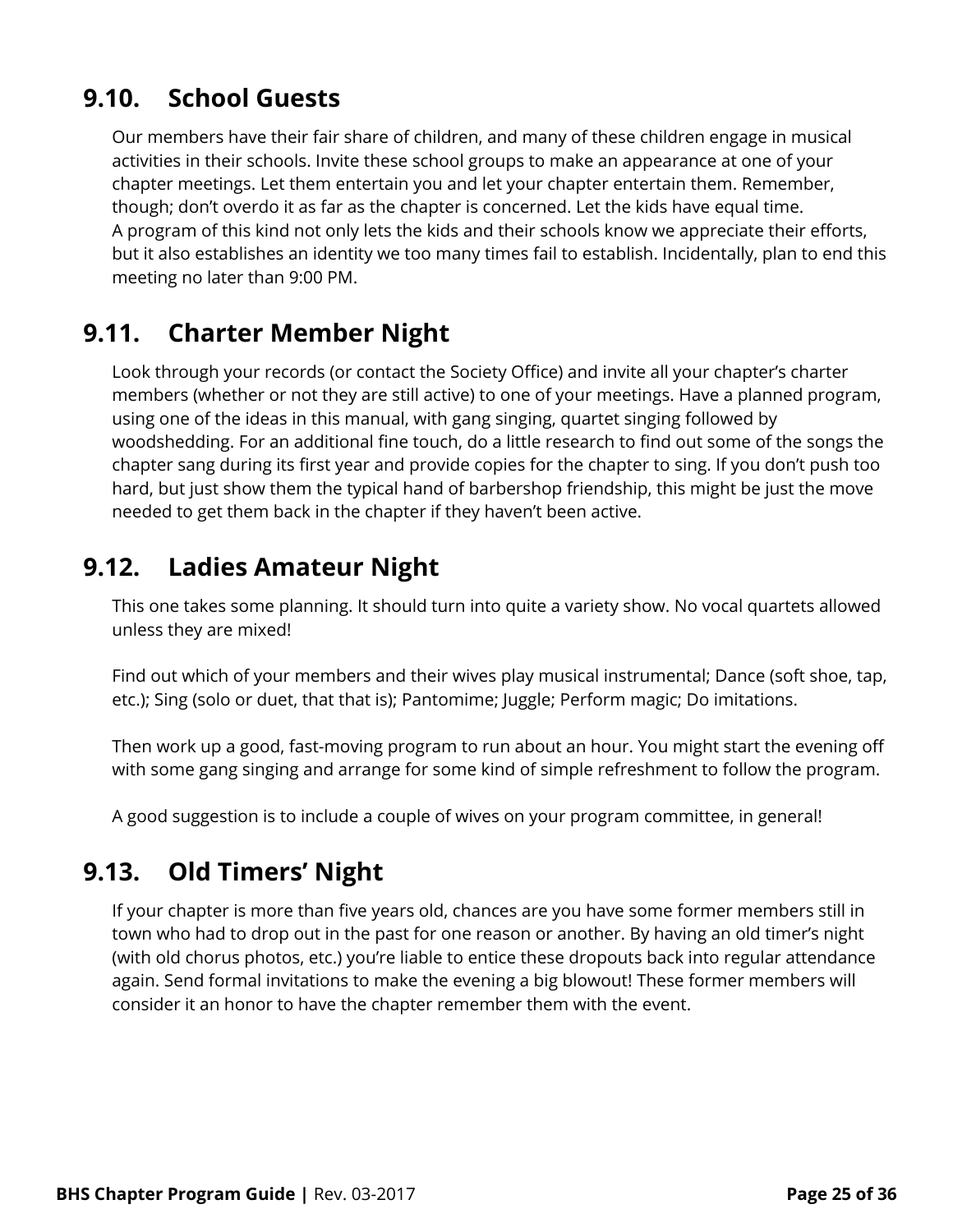## 9.10. School Guests

Our members have their fair share of children, and many of these children engage in musical activities in their schools. Invite these school groups to make an appearance at one of your chapter meetings. Let them entertain you and let your chapter entertain them. Remember, though; don't overdo it as far as the chapter is concerned. Let the kids have equal time.
A program of this kind not only lets the kids and their schools know we appreciate their efforts, but it also establishes an identity we too many times fail to establish. Incidentally, plan to end this meeting no later than 9:00 PM.

## 9.11. Charter Member Night

Look through your records (or contact the Society Office) and invite all your chapter's charter members (whether or not they are still active) to one of your meetings. Have a planned program, using one of the ideas in this manual, with gang singing, quartet singing followed by woodshedding. For an additional fine touch, do a little research to find out some of the songs the chapter sang during its first year and provide copies for the chapter to sing. If you don't push too hard, but just show them the typical hand of barbershop friendship, this might be just the move needed to get them back in the chapter if they haven't been active.

## 9.12. Ladies Amateur Night

This one takes some planning. It should turn into quite a variety show. No vocal quartets allowed unless they are mixed!

Find out which of your members and their wives play musical instrumental; Dance (soft shoe, tap, etc.); Sing (solo or duet, that that is); Pantomime; Juggle; Perform magic; Do imitations.

Then work up a good, fast-moving program to run about an hour. You might start the evening off with some gang singing and arrange for some kind of simple refreshment to follow the program.

A good suggestion is to include a couple of wives on your program committee, in general!

## 9.13. Old Timers' Night

If your chapter is more than five years old, chances are you have some former members still in town who had to drop out in the past for one reason or another. By having an old timer's night (with old chorus photos, etc.) you're liable to entice these dropouts back into regular attendance again. Send formal invitations to make the evening a big blowout! These former members will consider it an honor to have the chapter remember them with the event.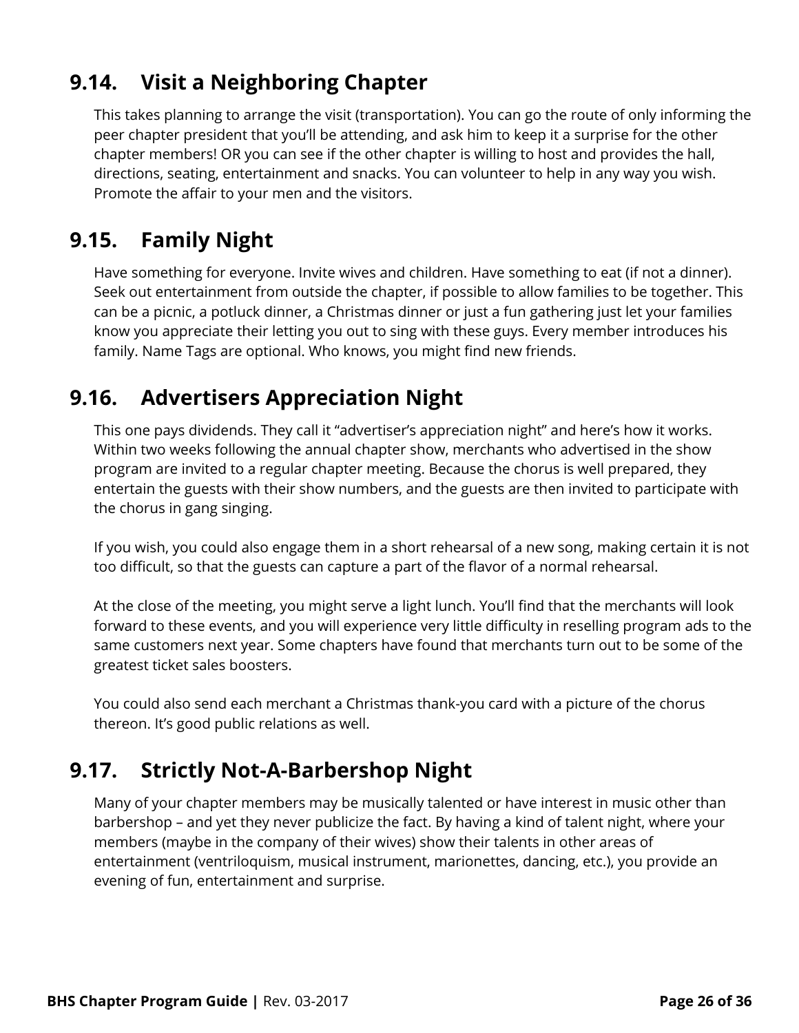## 9.14. Visit a Neighboring Chapter

This takes planning to arrange the visit (transportation). You can go the route of only informing the peer chapter president that you'll be attending, and ask him to keep it a surprise for the other chapter members! OR you can see if the other chapter is willing to host and provides the hall, directions, seating, entertainment and snacks. You can volunteer to help in any way you wish. Promote the affair to your men and the visitors.

## 9.15. Family Night

Have something for everyone. Invite wives and children. Have something to eat (if not a dinner). Seek out entertainment from outside the chapter, if possible to allow families to be together. This can be a picnic, a potluck dinner, a Christmas dinner or just a fun gathering just let your families know you appreciate their letting you out to sing with these guys. Every member introduces his family. Name Tags are optional. Who knows, you might find new friends.

## 9.16. Advertisers Appreciation Night

This one pays dividends. They call it "advertiser's appreciation night" and here's how it works. Within two weeks following the annual chapter show, merchants who advertised in the show program are invited to a regular chapter meeting. Because the chorus is well prepared, they entertain the guests with their show numbers, and the guests are then invited to participate with the chorus in gang singing.

If you wish, you could also engage them in a short rehearsal of a new song, making certain it is not too difficult, so that the guests can capture a part of the flavor of a normal rehearsal.

At the close of the meeting, you might serve a light lunch. You'll find that the merchants will look forward to these events, and you will experience very little difficulty in reselling program ads to the same customers next year. Some chapters have found that merchants turn out to be some of the greatest ticket sales boosters.

You could also send each merchant a Christmas thank-you card with a picture of the chorus thereon. It's good public relations as well.

## 9.17. Strictly Not-A-Barbershop Night

Many of your chapter members may be musically talented or have interest in music other than barbershop – and yet they never publicize the fact. By having a kind of talent night, where your members (maybe in the company of their wives) show their talents in other areas of entertainment (ventriloquism, musical instrument, marionettes, dancing, etc.), you provide an evening of fun, entertainment and surprise.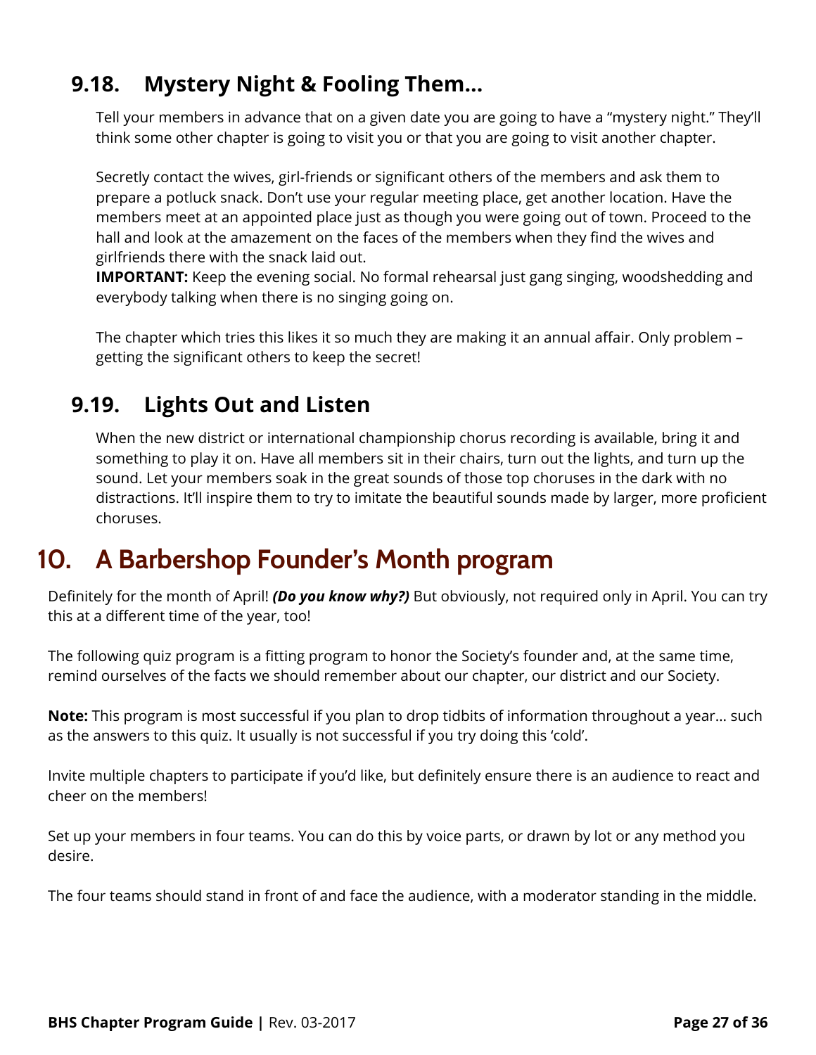### 9.18. Mystery Night & Fooling Them...

Tell your members in advance that on a given date you are going to have a "mystery night." They'll think some other chapter is going to visit you or that you are going to visit another chapter.

Secretly contact the wives, girl-friends or significant others of the members and ask them to prepare a potluck snack. Don't use your regular meeting place, get another location. Have the members meet at an appointed place just as though you were going out of town. Proceed to the hall and look at the amazement on the faces of the members when they find the wives and girlfriends there with the snack laid out.
**IMPORTANT:** Keep the evening social. No formal rehearsal just gang singing, woodshedding and everybody talking when there is no singing going on.

The chapter which tries this likes it so much they are making it an annual affair. Only problem – getting the significant others to keep the secret!

### 9.19. Lights Out and Listen

When the new district or international championship chorus recording is available, bring it and something to play it on. Have all members sit in their chairs, turn out the lights, and turn up the sound. Let your members soak in the great sounds of those top choruses in the dark with no distractions. It'll inspire them to try to imitate the beautiful sounds made by larger, more proficient choruses.

## 10. A Barbershop Founder's Month program

Definitely for the month of April! ***(Do you know why?)*** But obviously, not required only in April. You can try this at a different time of the year, too!

The following quiz program is a fitting program to honor the Society's founder and, at the same time, remind ourselves of the facts we should remember about our chapter, our district and our Society.

**Note:** This program is most successful if you plan to drop tidbits of information throughout a year... such as the answers to this quiz. It usually is not successful if you try doing this 'cold'.

Invite multiple chapters to participate if you'd like, but definitely ensure there is an audience to react and cheer on the members!

Set up your members in four teams. You can do this by voice parts, or drawn by lot or any method you desire.

The four teams should stand in front of and face the audience, with a moderator standing in the middle.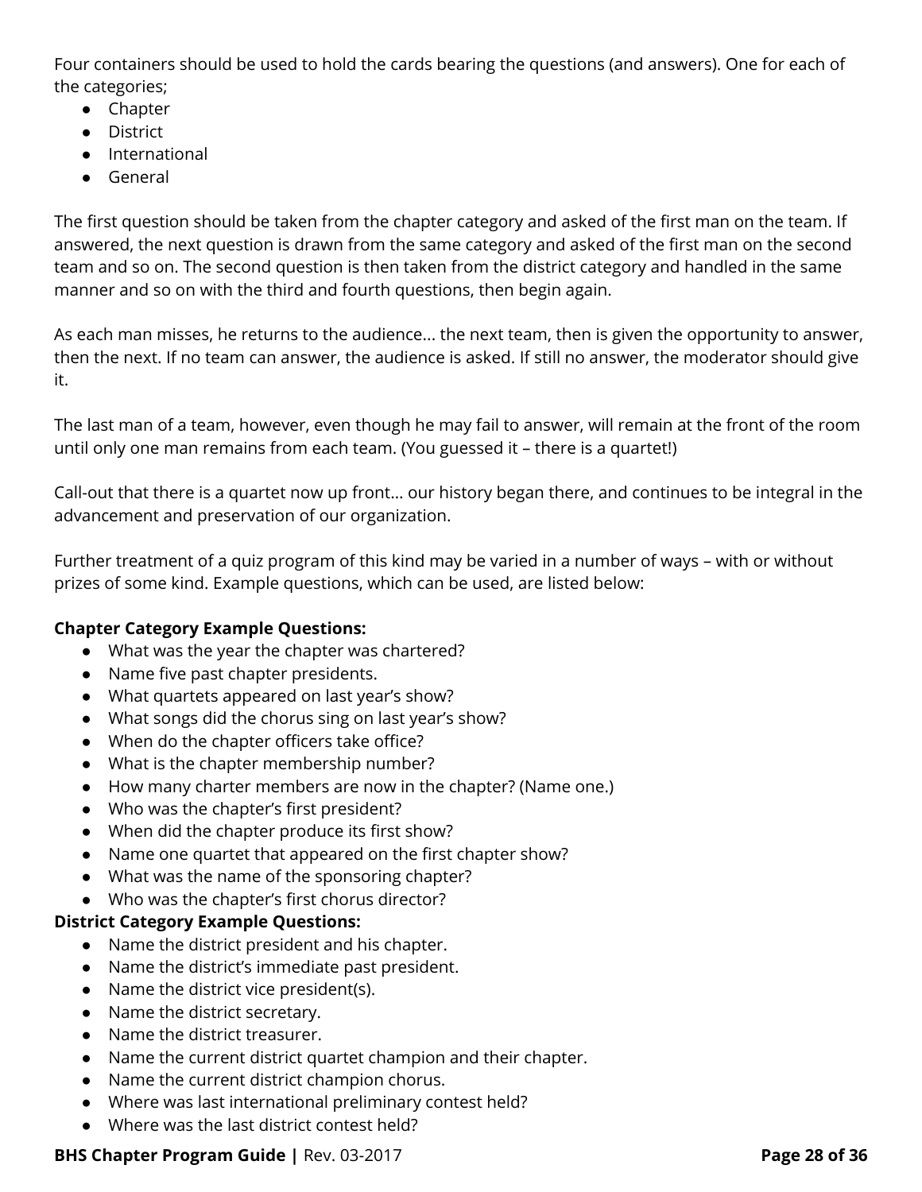Four containers should be used to hold the cards bearing the questions (and answers). One for each of the categories;

- Chapter
- District
- International
- General

The first question should be taken from the chapter category and asked of the first man on the team. If answered, the next question is drawn from the same category and asked of the first man on the second team and so on. The second question is then taken from the district category and handled in the same manner and so on with the third and fourth questions, then begin again.

As each man misses, he returns to the audience… the next team, then is given the opportunity to answer, then the next. If no team can answer, the audience is asked. If still no answer, the moderator should give it.

The last man of a team, however, even though he may fail to answer, will remain at the front of the room until only one man remains from each team. (You guessed it – there is a quartet!)

Call-out that there is a quartet now up front… our history began there, and continues to be integral in the advancement and preservation of our organization.

Further treatment of a quiz program of this kind may be varied in a number of ways – with or without prizes of some kind. Example questions, which can be used, are listed below:

**Chapter Category Example Questions:**

- What was the year the chapter was chartered?
- Name five past chapter presidents.
- What quartets appeared on last year's show?
- What songs did the chorus sing on last year's show?
- When do the chapter officers take office?
- What is the chapter membership number?
- How many charter members are now in the chapter? (Name one.)
- Who was the chapter's first president?
- When did the chapter produce its first show?
- Name one quartet that appeared on the first chapter show?
- What was the name of the sponsoring chapter?
- Who was the chapter's first chorus director?

**District Category Example Questions:**

- Name the district president and his chapter.
- Name the district's immediate past president.
- Name the district vice president(s).
- Name the district secretary.
- Name the district treasurer.
- Name the current district quartet champion and their chapter.
- Name the current district champion chorus.
- Where was last international preliminary contest held?
- Where was the last district contest held?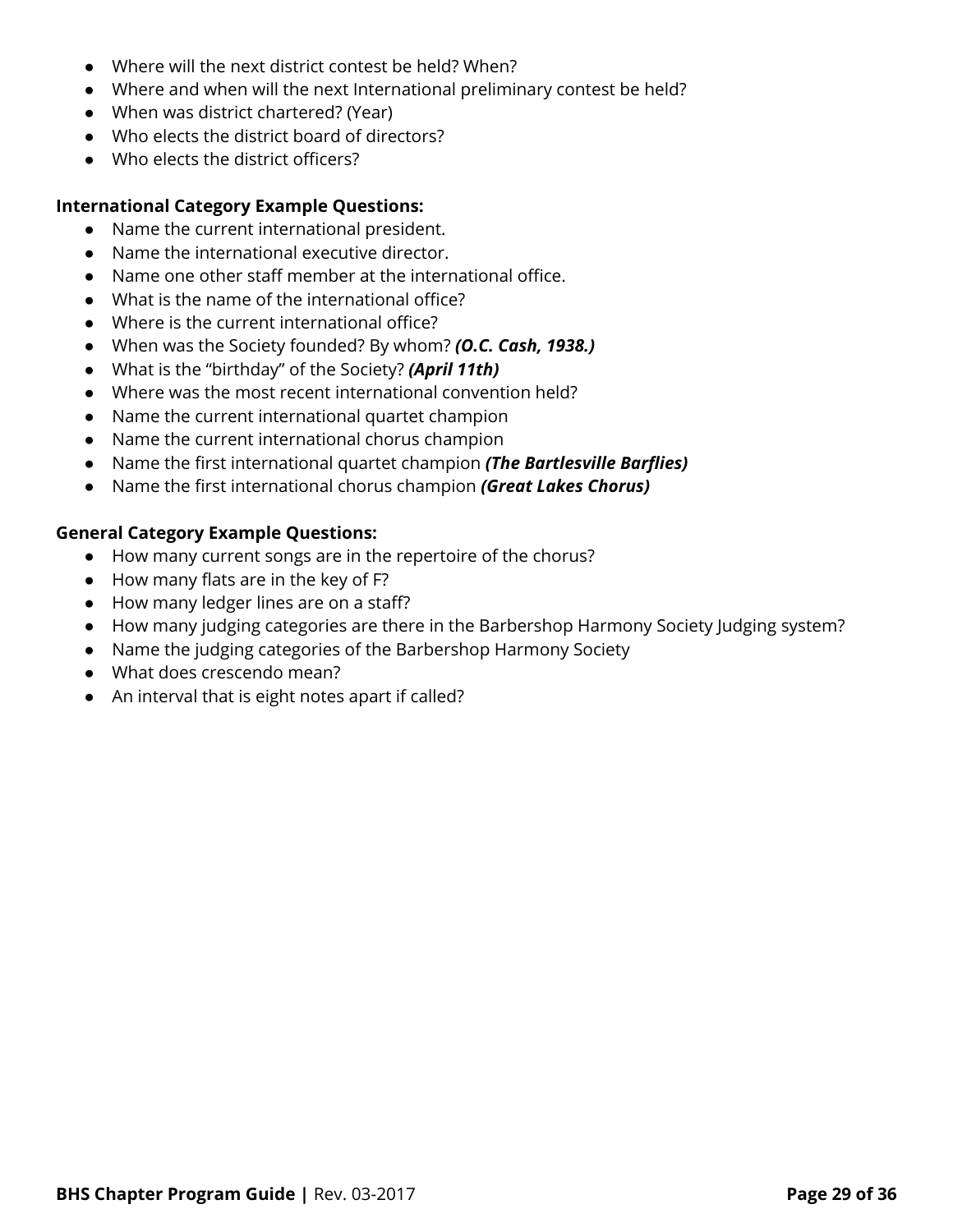- Where will the next district contest be held? When?
- Where and when will the next International preliminary contest be held?
- When was district chartered? (Year)
- Who elects the district board of directors?
- Who elects the district officers?

**International Category Example Questions:**

- Name the current international president.
- Name the international executive director.
- Name one other staff member at the international office.
- What is the name of the international office?
- Where is the current international office?
- When was the Society founded? By whom? ***(O.C. Cash, 1938.)***
- What is the "birthday" of the Society? ***(April 11th)***
- Where was the most recent international convention held?
- Name the current international quartet champion
- Name the current international chorus champion
- Name the first international quartet champion ***(The Bartlesville Barflies)***
- Name the first international chorus champion ***(Great Lakes Chorus)***

**General Category Example Questions:**

- How many current songs are in the repertoire of the chorus?
- How many flats are in the key of F?
- How many ledger lines are on a staff?
- How many judging categories are there in the Barbershop Harmony Society Judging system?
- Name the judging categories of the Barbershop Harmony Society
- What does crescendo mean?
- An interval that is eight notes apart if called?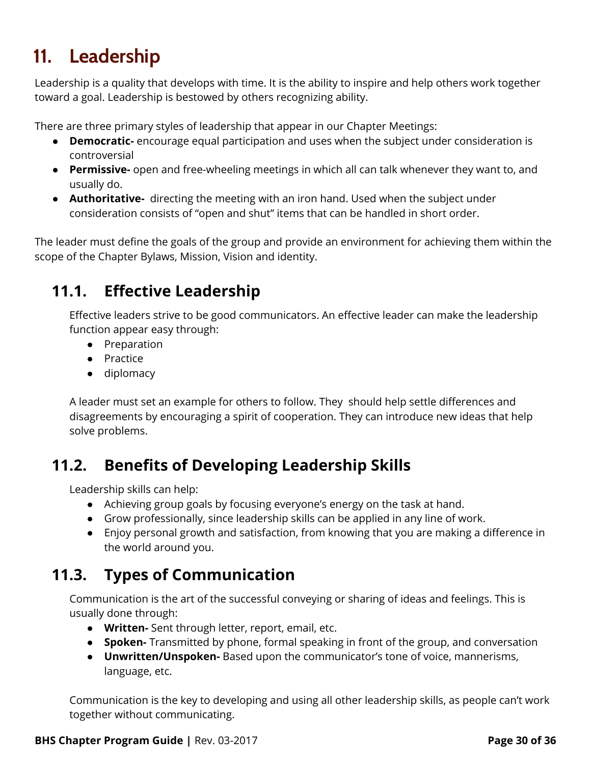# 11. Leadership

Leadership is a quality that develops with time. It is the ability to inspire and help others work together toward a goal. Leadership is bestowed by others recognizing ability.

There are three primary styles of leadership that appear in our Chapter Meetings:

- **Democratic-** encourage equal participation and uses when the subject under consideration is controversial
- **Permissive-** open and free-wheeling meetings in which all can talk whenever they want to, and usually do.
- **Authoritative-** directing the meeting with an iron hand. Used when the subject under consideration consists of "open and shut" items that can be handled in short order.

The leader must define the goals of the group and provide an environment for achieving them within the scope of the Chapter Bylaws, Mission, Vision and identity.

## 11.1. Effective Leadership

Effective leaders strive to be good communicators. An effective leader can make the leadership function appear easy through:

- Preparation
- Practice
- diplomacy

A leader must set an example for others to follow. They should help settle differences and disagreements by encouraging a spirit of cooperation. They can introduce new ideas that help solve problems.

## 11.2. Benefits of Developing Leadership Skills

Leadership skills can help:

- Achieving group goals by focusing everyone's energy on the task at hand.
- Grow professionally, since leadership skills can be applied in any line of work.
- Enjoy personal growth and satisfaction, from knowing that you are making a difference in the world around you.

## 11.3. Types of Communication

Communication is the art of the successful conveying or sharing of ideas and feelings. This is usually done through:

- **Written-** Sent through letter, report, email, etc.
- **Spoken-** Transmitted by phone, formal speaking in front of the group, and conversation
- **Unwritten/Unspoken-** Based upon the communicator's tone of voice, mannerisms, language, etc.

Communication is the key to developing and using all other leadership skills, as people can't work together without communicating.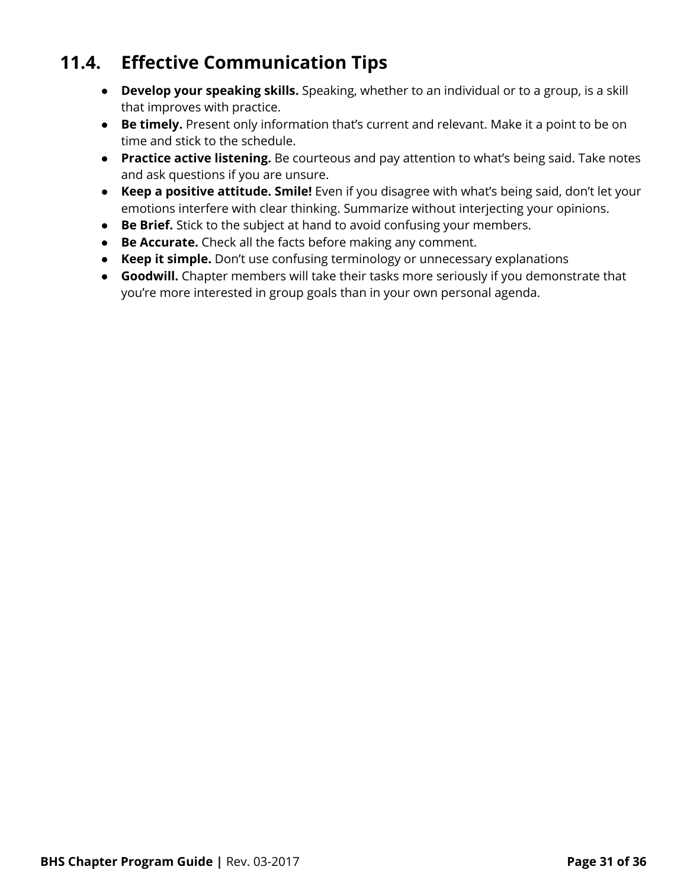## 11.4. Effective Communication Tips

- **Develop your speaking skills.** Speaking, whether to an individual or to a group, is a skill that improves with practice.
- **Be timely.** Present only information that's current and relevant. Make it a point to be on time and stick to the schedule.
- **Practice active listening.** Be courteous and pay attention to what's being said. Take notes and ask questions if you are unsure.
- **Keep a positive attitude. Smile!** Even if you disagree with what's being said, don't let your emotions interfere with clear thinking. Summarize without interjecting your opinions.
- **Be Brief.** Stick to the subject at hand to avoid confusing your members.
- **Be Accurate.** Check all the facts before making any comment.
- **Keep it simple.** Don't use confusing terminology or unnecessary explanations
- **Goodwill.** Chapter members will take their tasks more seriously if you demonstrate that you're more interested in group goals than in your own personal agenda.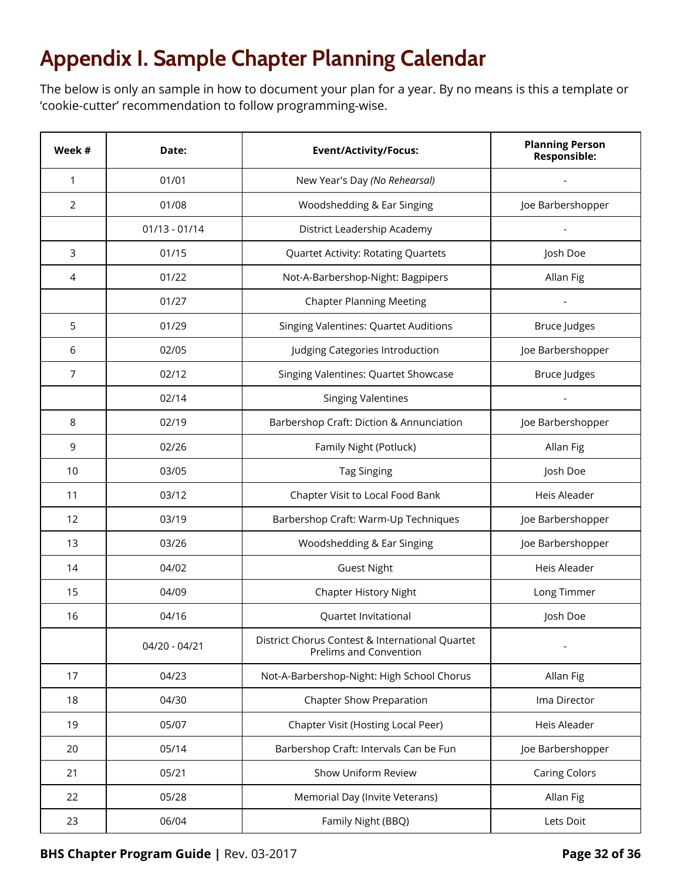# Appendix I. Sample Chapter Planning Calendar

The below is only an sample in how to document your plan for a year. By no means is this a template or 'cookie-cutter' recommendation to follow programming-wise.

| Week # | Date: | Event/Activity/Focus: | Planning Person Responsible: |
|---|---|---|---|
| 1 | 01/01 | New Year's Day *(No Rehearsal)* | - |
| 2 | 01/08 | Woodshedding & Ear Singing | Joe Barbershopper |
| | 01/13 - 01/14 | District Leadership Academy | - |
| 3 | 01/15 | Quartet Activity: Rotating Quartets | Josh Doe |
| 4 | 01/22 | Not-A-Barbershop-Night: Bagpipers | Allan Fig |
| | 01/27 | Chapter Planning Meeting | - |
| 5 | 01/29 | Singing Valentines: Quartet Auditions | Bruce Judges |
| 6 | 02/05 | Judging Categories Introduction | Joe Barbershopper |
| 7 | 02/12 | Singing Valentines: Quartet Showcase | Bruce Judges |
| | 02/14 | Singing Valentines | - |
| 8 | 02/19 | Barbershop Craft: Diction & Annunciation | Joe Barbershopper |
| 9 | 02/26 | Family Night (Potluck) | Allan Fig |
| 10 | 03/05 | Tag Singing | Josh Doe |
| 11 | 03/12 | Chapter Visit to Local Food Bank | Heis Aleader |
| 12 | 03/19 | Barbershop Craft: Warm-Up Techniques | Joe Barbershopper |
| 13 | 03/26 | Woodshedding & Ear Singing | Joe Barbershopper |
| 14 | 04/02 | Guest Night | Heis Aleader |
| 15 | 04/09 | Chapter History Night | Long Timmer |
| 16 | 04/16 | Quartet Invitational | Josh Doe |
| | 04/20 - 04/21 | District Chorus Contest & International Quartet Prelims and Convention | - |
| 17 | 04/23 | Not-A-Barbershop-Night: High School Chorus | Allan Fig |
| 18 | 04/30 | Chapter Show Preparation | Ima Director |
| 19 | 05/07 | Chapter Visit (Hosting Local Peer) | Heis Aleader |
| 20 | 05/14 | Barbershop Craft: Intervals Can be Fun | Joe Barbershopper |
| 21 | 05/21 | Show Uniform Review | Caring Colors |
| 22 | 05/28 | Memorial Day (Invite Veterans) | Allan Fig |
| 23 | 06/04 | Family Night (BBQ) | Lets Doit |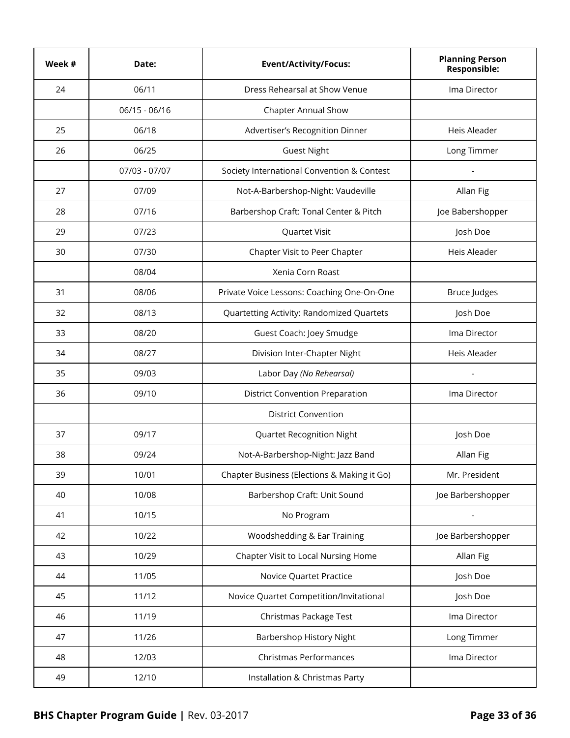| Week # | Date: | Event/Activity/Focus: | Planning Person Responsible: |
|---|---|---|---|
| 24 | 06/11 | Dress Rehearsal at Show Venue | Ima Director |
| | 06/15 - 06/16 | Chapter Annual Show | |
| 25 | 06/18 | Advertiser's Recognition Dinner | Heis Aleader |
| 26 | 06/25 | Guest Night | Long Timmer |
| | 07/03 - 07/07 | Society International Convention & Contest | - |
| 27 | 07/09 | Not-A-Barbershop-Night: Vaudeville | Allan Fig |
| 28 | 07/16 | Barbershop Craft: Tonal Center & Pitch | Joe Babershopper |
| 29 | 07/23 | Quartet Visit | Josh Doe |
| 30 | 07/30 | Chapter Visit to Peer Chapter | Heis Aleader |
| | 08/04 | Xenia Corn Roast | |
| 31 | 08/06 | Private Voice Lessons: Coaching One-On-One | Bruce Judges |
| 32 | 08/13 | Quartetting Activity: Randomized Quartets | Josh Doe |
| 33 | 08/20 | Guest Coach: Joey Smudge | Ima Director |
| 34 | 08/27 | Division Inter-Chapter Night | Heis Aleader |
| 35 | 09/03 | Labor Day *(No Rehearsal)* | - |
| 36 | 09/10 | District Convention Preparation | Ima Director |
| | | District Convention | |
| 37 | 09/17 | Quartet Recognition Night | Josh Doe |
| 38 | 09/24 | Not-A-Barbershop-Night: Jazz Band | Allan Fig |
| 39 | 10/01 | Chapter Business (Elections & Making it Go) | Mr. President |
| 40 | 10/08 | Barbershop Craft: Unit Sound | Joe Barbershopper |
| 41 | 10/15 | No Program | - |
| 42 | 10/22 | Woodshedding & Ear Training | Joe Barbershopper |
| 43 | 10/29 | Chapter Visit to Local Nursing Home | Allan Fig |
| 44 | 11/05 | Novice Quartet Practice | Josh Doe |
| 45 | 11/12 | Novice Quartet Competition/Invitational | Josh Doe |
| 46 | 11/19 | Christmas Package Test | Ima Director |
| 47 | 11/26 | Barbershop History Night | Long Timmer |
| 48 | 12/03 | Christmas Performances | Ima Director |
| 49 | 12/10 | Installation & Christmas Party | |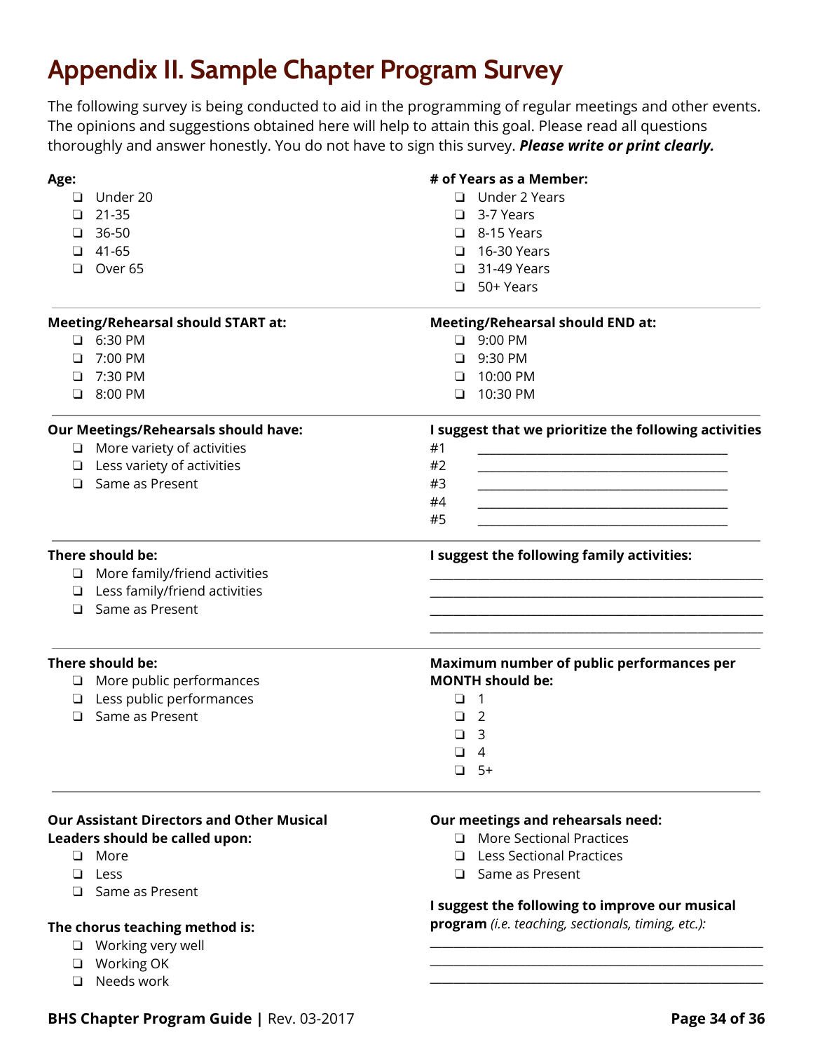# Appendix II. Sample Chapter Program Survey

The following survey is being conducted to aid in the programming of regular meetings and other events. The opinions and suggestions obtained here will help to attain this goal. Please read all questions thoroughly and answer honestly. You do not have to sign this survey. ***Please write or print clearly.***

**Age:**

- ❏ Under 20
- ❏ 21-35
- ❏ 36-50
- ❏ 41-65
- ❏ Over 65

**# of Years as a Member:**

- ❏ Under 2 Years
- ❏ 3-7 Years
- ❏ 8-15 Years
- ❏ 16-30 Years
- ❏ 31-49 Years
- ❏ 50+ Years

---

**Meeting/Rehearsal should START at:**

- ❏ 6:30 PM
- ❏ 7:00 PM
- ❏ 7:30 PM
- ❏ 8:00 PM

**Meeting/Rehearsal should END at:**

- ❏ 9:00 PM
- ❏ 9:30 PM
- ❏ 10:00 PM
- ❏ 10:30 PM

---

**Our Meetings/Rehearsals should have:**

- ❏ More variety of activities
- ❏ Less variety of activities
- ❏ Same as Present

**I suggest that we prioritize the following activities**

#1 ________________________________________

#2 ________________________________________

#3 ________________________________________

#4 ________________________________________

#5 ________________________________________

---

**There should be:**

- ❏ More family/friend activities
- ❏ Less family/friend activities
- ❏ Same as Present

**I suggest the following family activities:**

______________________________________________________

______________________________________________________

______________________________________________________

______________________________________________________

---

**There should be:**

- ❏ More public performances
- ❏ Less public performances
- ❏ Same as Present

**Maximum number of public performances per MONTH should be:**

- ❏ 1
- ❏ 2
- ❏ 3
- ❏ 4
- ❏ 5+

---

**Our Assistant Directors and Other Musical Leaders should be called upon:**

- ❏ More
- ❏ Less
- ❏ Same as Present

**The chorus teaching method is:**

- ❏ Working very well
- ❏ Working OK
- ❏ Needs work

**Our meetings and rehearsals need:**

- ❏ More Sectional Practices
- ❏ Less Sectional Practices
- ❏ Same as Present

**I suggest the following to improve our musical program** *(i.e. teaching, sectionals, timing, etc.):*

______________________________________________________

______________________________________________________

______________________________________________________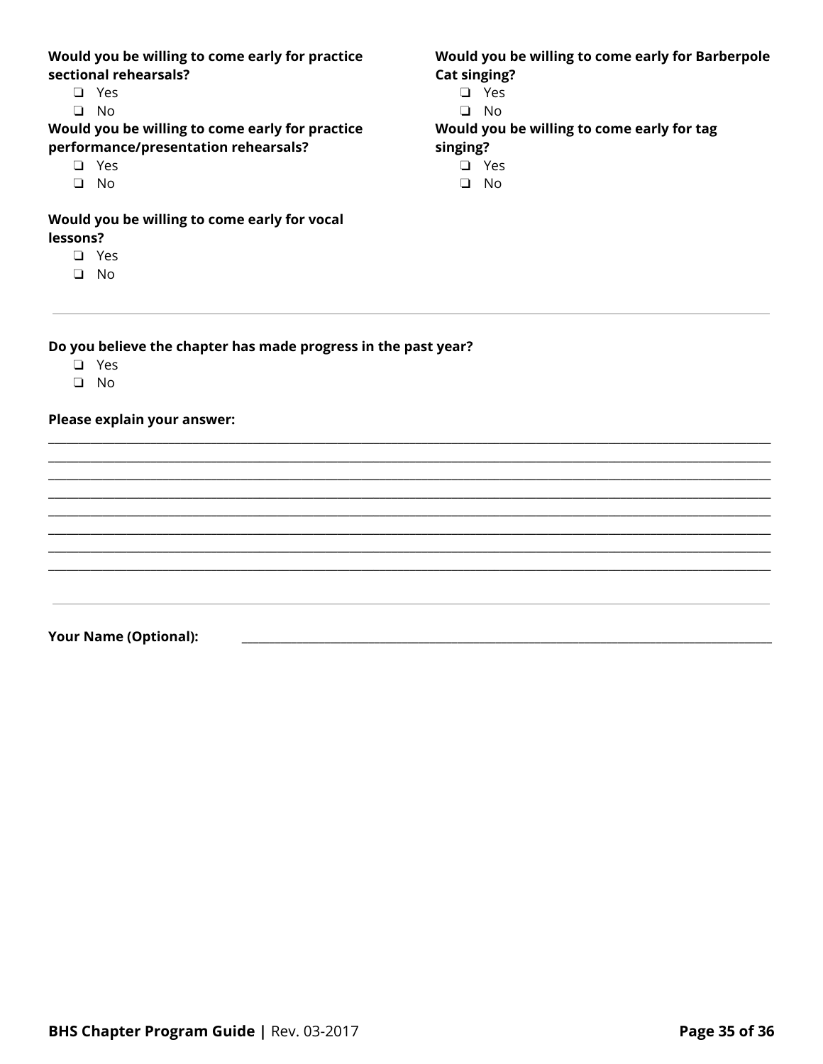**Would you be willing to come early for practice sectional rehearsals?**

- ❏ Yes
- ❏ No

**Would you be willing to come early for practice performance/presentation rehearsals?**

- ❏ Yes
- ❏ No

**Would you be willing to come early for vocal lessons?**

- ❏ Yes
- ❏ No

**Would you be willing to come early for Barberpole Cat singing?**

- ❏ Yes
- ❏ No

**Would you be willing to come early for tag singing?**

- ❏ Yes
- ❏ No

---

**Do you believe the chapter has made progress in the past year?**

- ❏ Yes
- ❏ No

**Please explain your answer:**

________________________________________________________________________________
________________________________________________________________________________
________________________________________________________________________________
________________________________________________________________________________
________________________________________________________________________________
________________________________________________________________________________
________________________________________________________________________________
________________________________________________________________________________

---

**Your Name (Optional):** ________________________________________________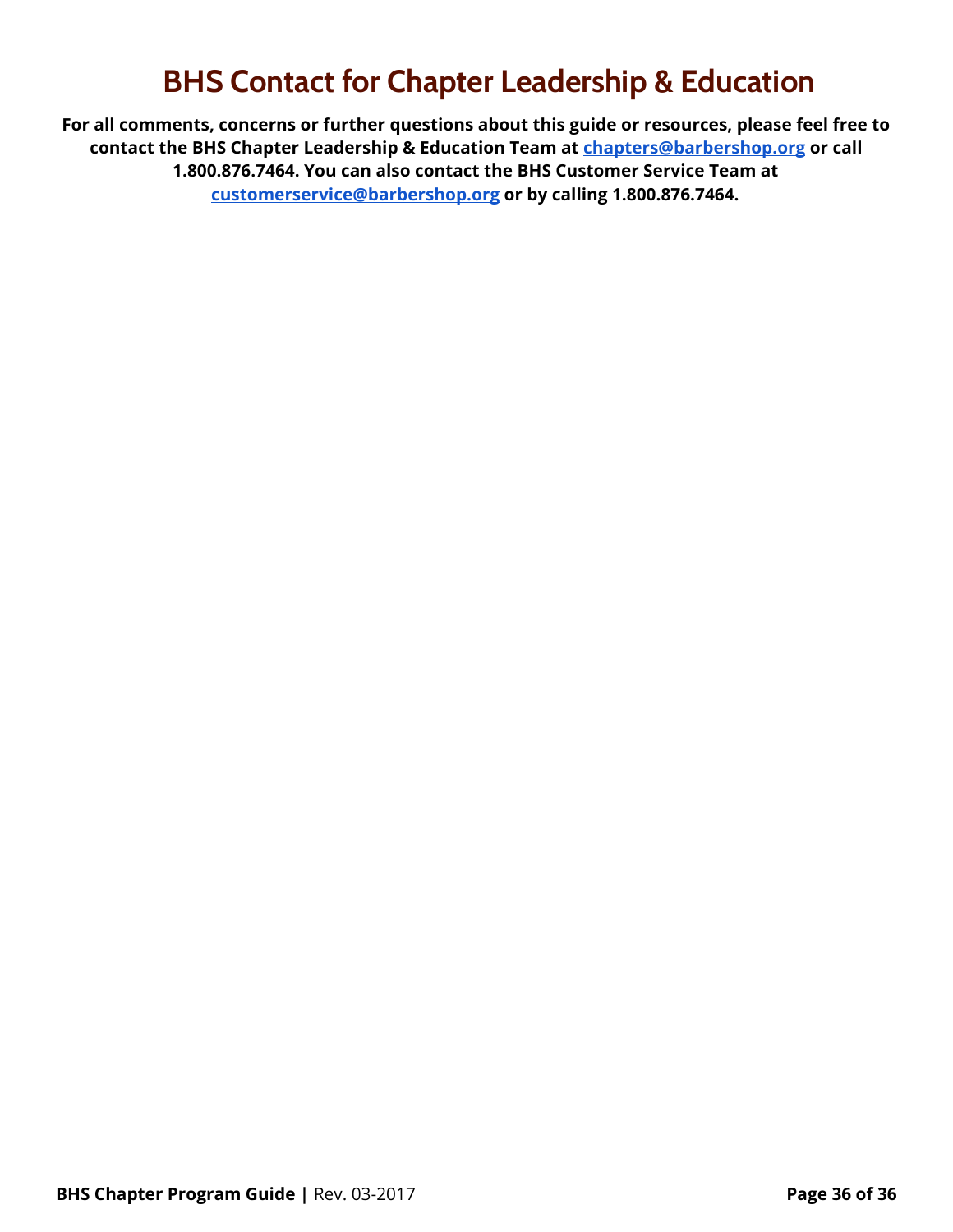# BHS Contact for Chapter Leadership & Education

**For all comments, concerns or further questions about this guide or resources, please feel free to contact the BHS Chapter Leadership & Education Team at [chapters@barbershop.org](mailto:chapters@barbershop.org) or call 1.800.876.7464. You can also contact the BHS Customer Service Team at [customerservice@barbershop.org](mailto:customerservice@barbershop.org) or by calling 1.800.876.7464.**